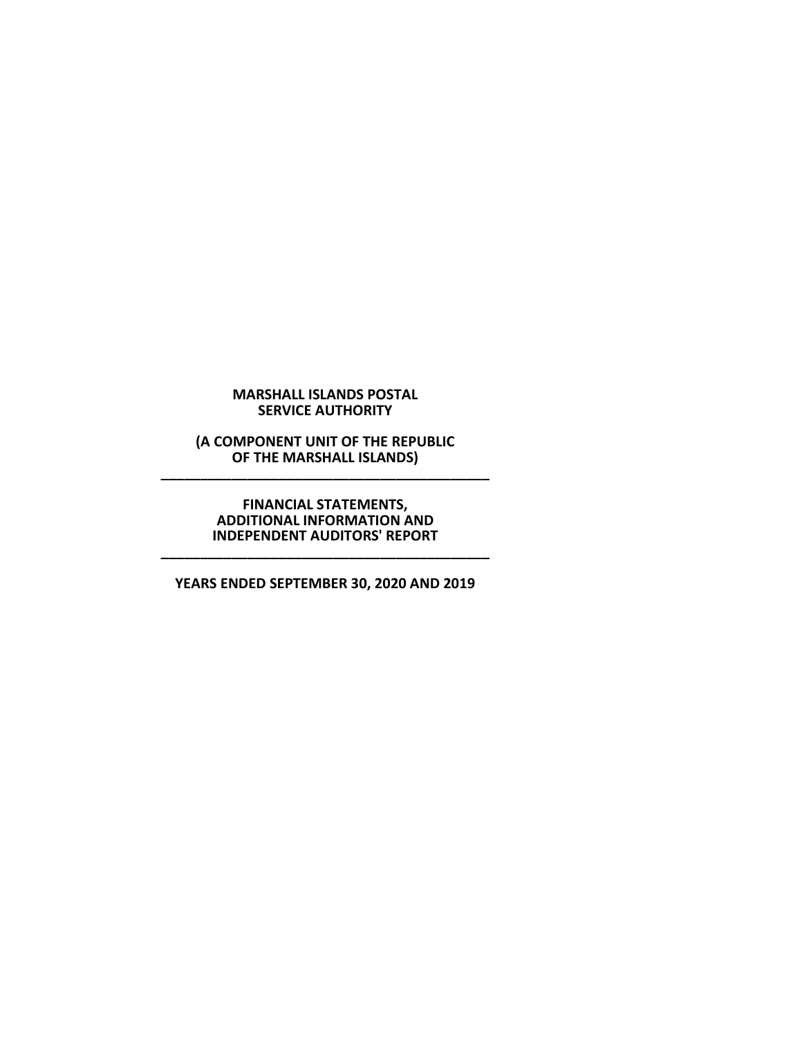**MARSHALL ISLANDS POSTAL SERVICE AUTHORITY**

**(A COMPONENT UNIT OF THE REPUBLIC OF THE MARSHALL ISLANDS)**

---

**FINANCIAL STATEMENTS, ADDITIONAL INFORMATION AND INDEPENDENT AUDITORS' REPORT**

---

**YEARS ENDED SEPTEMBER 30, 2020 AND 2019**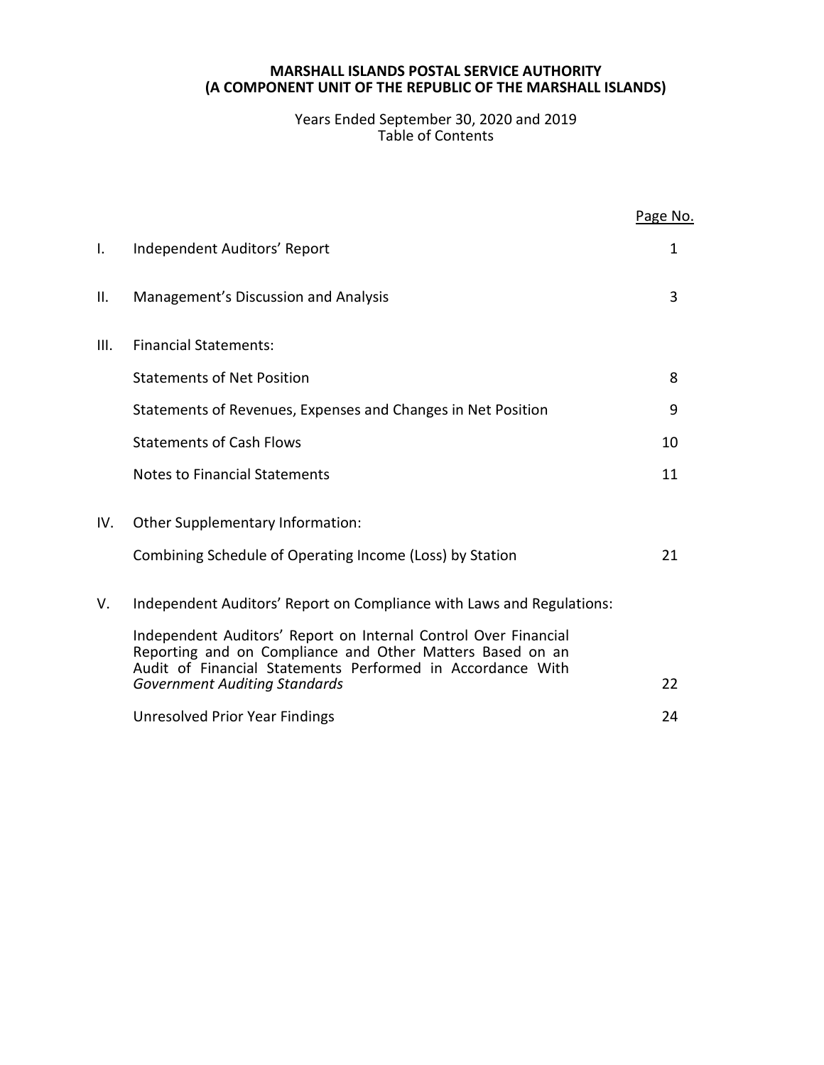**MARSHALL ISLANDS POSTAL SERVICE AUTHORITY**
**(A COMPONENT UNIT OF THE REPUBLIC OF THE MARSHALL ISLANDS)**

Years Ended September 30, 2020 and 2019
Table of Contents

| | | Page No. |
|---|---|---|
| I. | Independent Auditors' Report | 1 |
| II. | Management's Discussion and Analysis | 3 |
| III. | Financial Statements: | |
| | Statements of Net Position | 8 |
| | Statements of Revenues, Expenses and Changes in Net Position | 9 |
| | Statements of Cash Flows | 10 |
| | Notes to Financial Statements | 11 |
| IV. | Other Supplementary Information: | |
| | Combining Schedule of Operating Income (Loss) by Station | 21 |
| V. | Independent Auditors' Report on Compliance with Laws and Regulations: | |
| | Independent Auditors' Report on Internal Control Over Financial Reporting and on Compliance and Other Matters Based on an Audit of Financial Statements Performed in Accordance With *Government Auditing Standards* | 22 |
| | Unresolved Prior Year Findings | 24 |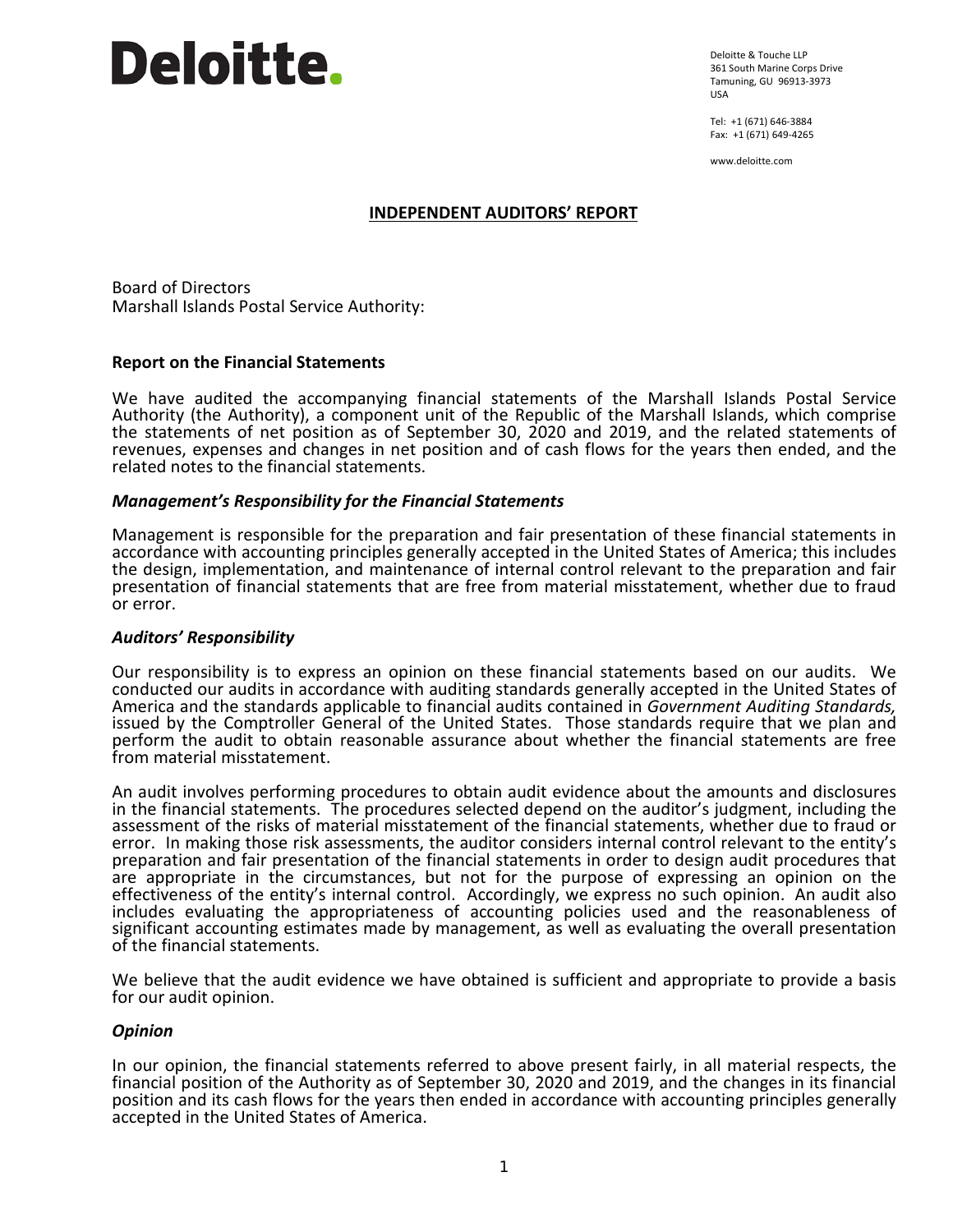Deloitte.

Deloitte & Touche LLP
361 South Marine Corps Drive
Tamuning, GU 96913-3973
USA

Tel: +1 (671) 646-3884
Fax: +1 (671) 649-4265

www.deloitte.com

# INDEPENDENT AUDITORS' REPORT

Board of Directors
Marshall Islands Postal Service Authority:

## Report on the Financial Statements

We have audited the accompanying financial statements of the Marshall Islands Postal Service Authority (the Authority), a component unit of the Republic of the Marshall Islands, which comprise the statements of net position as of September 30, 2020 and 2019, and the related statements of revenues, expenses and changes in net position and of cash flows for the years then ended, and the related notes to the financial statements.

### *Management's Responsibility for the Financial Statements*

Management is responsible for the preparation and fair presentation of these financial statements in accordance with accounting principles generally accepted in the United States of America; this includes the design, implementation, and maintenance of internal control relevant to the preparation and fair presentation of financial statements that are free from material misstatement, whether due to fraud or error.

### *Auditors' Responsibility*

Our responsibility is to express an opinion on these financial statements based on our audits. We conducted our audits in accordance with auditing standards generally accepted in the United States of America and the standards applicable to financial audits contained in *Government Auditing Standards,* issued by the Comptroller General of the United States. Those standards require that we plan and perform the audit to obtain reasonable assurance about whether the financial statements are free from material misstatement.

An audit involves performing procedures to obtain audit evidence about the amounts and disclosures in the financial statements. The procedures selected depend on the auditor's judgment, including the assessment of the risks of material misstatement of the financial statements, whether due to fraud or error. In making those risk assessments, the auditor considers internal control relevant to the entity's preparation and fair presentation of the financial statements in order to design audit procedures that are appropriate in the circumstances, but not for the purpose of expressing an opinion on the effectiveness of the entity's internal control. Accordingly, we express no such opinion. An audit also includes evaluating the appropriateness of accounting policies used and the reasonableness of significant accounting estimates made by management, as well as evaluating the overall presentation of the financial statements.

We believe that the audit evidence we have obtained is sufficient and appropriate to provide a basis for our audit opinion.

### *Opinion*

In our opinion, the financial statements referred to above present fairly, in all material respects, the financial position of the Authority as of September 30, 2020 and 2019, and the changes in its financial position and its cash flows for the years then ended in accordance with accounting principles generally accepted in the United States of America.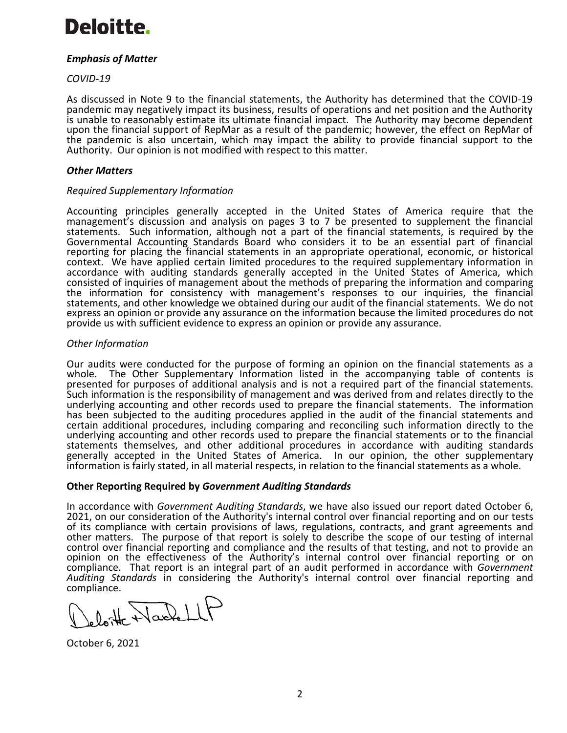Deloitte.

***Emphasis of Matter***

*COVID-19*

As discussed in Note 9 to the financial statements, the Authority has determined that the COVID-19 pandemic may negatively impact its business, results of operations and net position and the Authority is unable to reasonably estimate its ultimate financial impact. The Authority may become dependent upon the financial support of RepMar as a result of the pandemic; however, the effect on RepMar of the pandemic is also uncertain, which may impact the ability to provide financial support to the Authority. Our opinion is not modified with respect to this matter.

***Other Matters***

*Required Supplementary Information*

Accounting principles generally accepted in the United States of America require that the management's discussion and analysis on pages 3 to 7 be presented to supplement the financial statements. Such information, although not a part of the financial statements, is required by the Governmental Accounting Standards Board who considers it to be an essential part of financial reporting for placing the financial statements in an appropriate operational, economic, or historical context. We have applied certain limited procedures to the required supplementary information in accordance with auditing standards generally accepted in the United States of America, which consisted of inquiries of management about the methods of preparing the information and comparing the information for consistency with management's responses to our inquiries, the financial statements, and other knowledge we obtained during our audit of the financial statements. We do not express an opinion or provide any assurance on the information because the limited procedures do not provide us with sufficient evidence to express an opinion or provide any assurance.

*Other Information*

Our audits were conducted for the purpose of forming an opinion on the financial statements as a whole. The Other Supplementary Information listed in the accompanying table of contents is presented for purposes of additional analysis and is not a required part of the financial statements. Such information is the responsibility of management and was derived from and relates directly to the underlying accounting and other records used to prepare the financial statements. The information has been subjected to the auditing procedures applied in the audit of the financial statements and certain additional procedures, including comparing and reconciling such information directly to the underlying accounting and other records used to prepare the financial statements or to the financial statements themselves, and other additional procedures in accordance with auditing standards generally accepted in the United States of America. In our opinion, the other supplementary information is fairly stated, in all material respects, in relation to the financial statements as a whole.

**Other Reporting Required by *Government Auditing Standards***

In accordance with *Government Auditing Standards*, we have also issued our report dated October 6, 2021, on our consideration of the Authority's internal control over financial reporting and on our tests of its compliance with certain provisions of laws, regulations, contracts, and grant agreements and other matters. The purpose of that report is solely to describe the scope of our testing of internal control over financial reporting and compliance and the results of that testing, and not to provide an opinion on the effectiveness of the Authority's internal control over financial reporting or on compliance. That report is an integral part of an audit performed in accordance with *Government Auditing Standards* in considering the Authority's internal control over financial reporting and compliance.

Deloitte & Touche LLP

October 6, 2021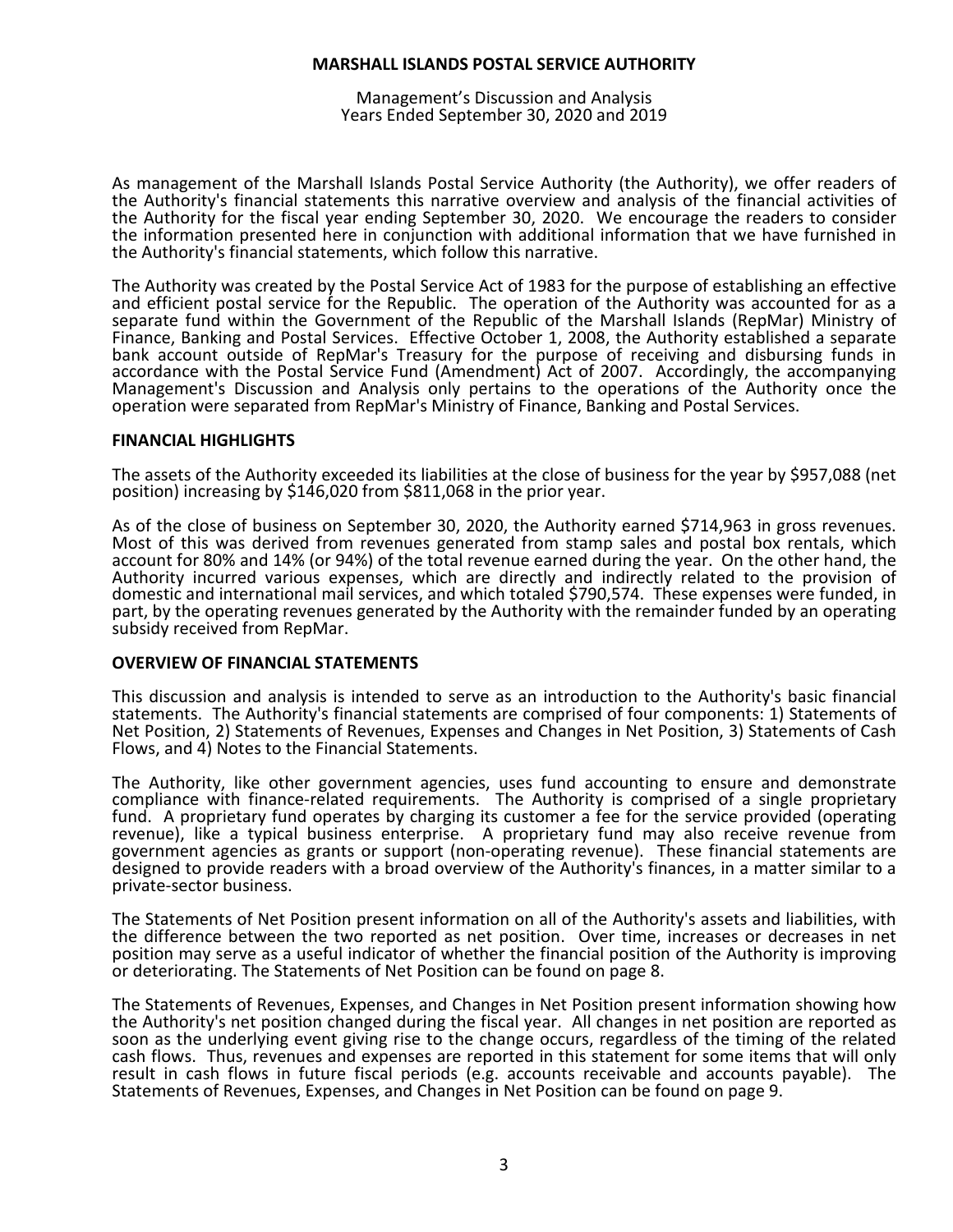**MARSHALL ISLANDS POSTAL SERVICE AUTHORITY**

Management's Discussion and Analysis
Years Ended September 30, 2020 and 2019

As management of the Marshall Islands Postal Service Authority (the Authority), we offer readers of the Authority's financial statements this narrative overview and analysis of the financial activities of the Authority for the fiscal year ending September 30, 2020. We encourage the readers to consider the information presented here in conjunction with additional information that we have furnished in the Authority's financial statements, which follow this narrative.

The Authority was created by the Postal Service Act of 1983 for the purpose of establishing an effective and efficient postal service for the Republic. The operation of the Authority was accounted for as a separate fund within the Government of the Republic of the Marshall Islands (RepMar) Ministry of Finance, Banking and Postal Services. Effective October 1, 2008, the Authority established a separate bank account outside of RepMar's Treasury for the purpose of receiving and disbursing funds in accordance with the Postal Service Fund (Amendment) Act of 2007. Accordingly, the accompanying Management's Discussion and Analysis only pertains to the operations of the Authority once the operation were separated from RepMar's Ministry of Finance, Banking and Postal Services.

**FINANCIAL HIGHLIGHTS**

The assets of the Authority exceeded its liabilities at the close of business for the year by $957,088 (net position) increasing by $146,020 from $811,068 in the prior year.

As of the close of business on September 30, 2020, the Authority earned $714,963 in gross revenues. Most of this was derived from revenues generated from stamp sales and postal box rentals, which account for 80% and 14% (or 94%) of the total revenue earned during the year. On the other hand, the Authority incurred various expenses, which are directly and indirectly related to the provision of domestic and international mail services, and which totaled $790,574. These expenses were funded, in part, by the operating revenues generated by the Authority with the remainder funded by an operating subsidy received from RepMar.

**OVERVIEW OF FINANCIAL STATEMENTS**

This discussion and analysis is intended to serve as an introduction to the Authority's basic financial statements. The Authority's financial statements are comprised of four components: 1) Statements of Net Position, 2) Statements of Revenues, Expenses and Changes in Net Position, 3) Statements of Cash Flows, and 4) Notes to the Financial Statements.

The Authority, like other government agencies, uses fund accounting to ensure and demonstrate compliance with finance-related requirements. The Authority is comprised of a single proprietary fund. A proprietary fund operates by charging its customer a fee for the service provided (operating revenue), like a typical business enterprise. A proprietary fund may also receive revenue from government agencies as grants or support (non-operating revenue). These financial statements are designed to provide readers with a broad overview of the Authority's finances, in a matter similar to a private-sector business.

The Statements of Net Position present information on all of the Authority's assets and liabilities, with the difference between the two reported as net position. Over time, increases or decreases in net position may serve as a useful indicator of whether the financial position of the Authority is improving or deteriorating. The Statements of Net Position can be found on page 8.

The Statements of Revenues, Expenses, and Changes in Net Position present information showing how the Authority's net position changed during the fiscal year. All changes in net position are reported as soon as the underlying event giving rise to the change occurs, regardless of the timing of the related cash flows. Thus, revenues and expenses are reported in this statement for some items that will only result in cash flows in future fiscal periods (e.g. accounts receivable and accounts payable). The Statements of Revenues, Expenses, and Changes in Net Position can be found on page 9.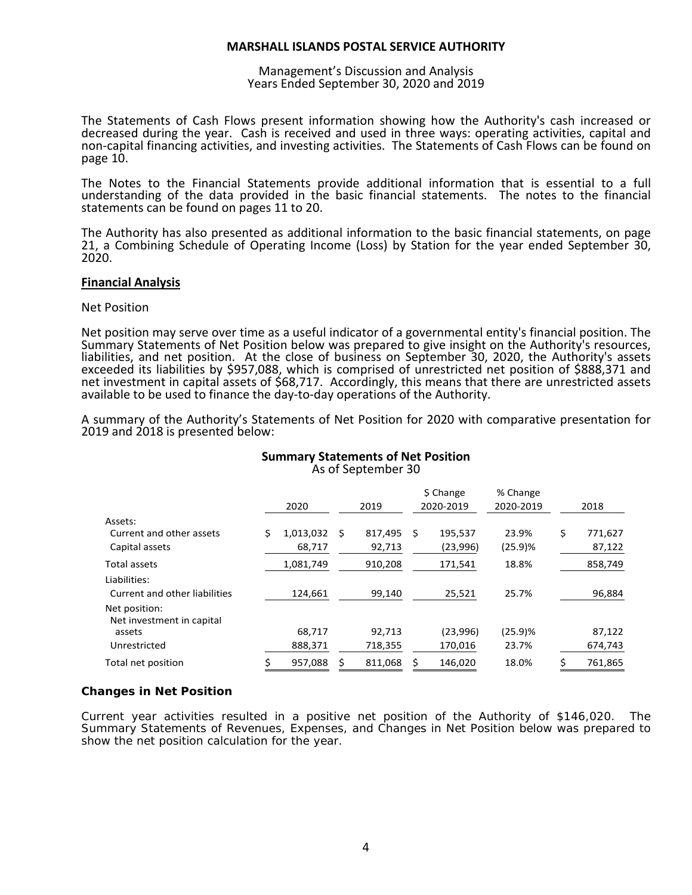The Statements of Cash Flows present information showing how the Authority's cash increased or decreased during the year. Cash is received and used in three ways: operating activities, capital and non-capital financing activities, and investing activities. The Statements of Cash Flows can be found on page 10.

The Notes to the Financial Statements provide additional information that is essential to a full understanding of the data provided in the basic financial statements. The notes to the financial statements can be found on pages 11 to 20.

The Authority has also presented as additional information to the basic financial statements, on page 21, a Combining Schedule of Operating Income (Loss) by Station for the year ended September 30, 2020.

## Financial Analysis

Net Position

Net position may serve over time as a useful indicator of a governmental entity's financial position. The Summary Statements of Net Position below was prepared to give insight on the Authority's resources, liabilities, and net position. At the close of business on September 30, 2020, the Authority's assets exceeded its liabilities by $957,088, which is comprised of unrestricted net position of $888,371 and net investment in capital assets of $68,717. Accordingly, this means that there are unrestricted assets available to be used to finance the day-to-day operations of the Authority.

A summary of the Authority's Statements of Net Position for 2020 with comparative presentation for 2019 and 2018 is presented below:

**Summary Statements of Net Position**
As of September 30

| | 2020 | 2019 | $ Change 2020-2019 | % Change 2020-2019 | 2018 |
|---|---|---|---|---|---|
| Assets: | | | | | |
| Current and other assets | $ 1,013,032 | $ 817,495 | $ 195,537 | 23.9% | $ 771,627 |
| Capital assets | 68,717 | 92,713 | (23,996) | (25.9)% | 87,122 |
| Total assets | 1,081,749 | 910,208 | 171,541 | 18.8% | 858,749 |
| Liabilities: | | | | | |
| Current and other liabilities | 124,661 | 99,140 | 25,521 | 25.7% | 96,884 |
| Net position: | | | | | |
| Net investment in capital assets | 68,717 | 92,713 | (23,996) | (25.9)% | 87,122 |
| Unrestricted | 888,371 | 718,355 | 170,016 | 23.7% | 674,743 |
| Total net position | $ 957,088 | $ 811,068 | $ 146,020 | 18.0% | $ 761,865 |

**Changes in Net Position**

Current year activities resulted in a positive net position of the Authority of $146,020. The Summary Statements of Revenues, Expenses, and Changes in Net Position below was prepared to show the net position calculation for the year.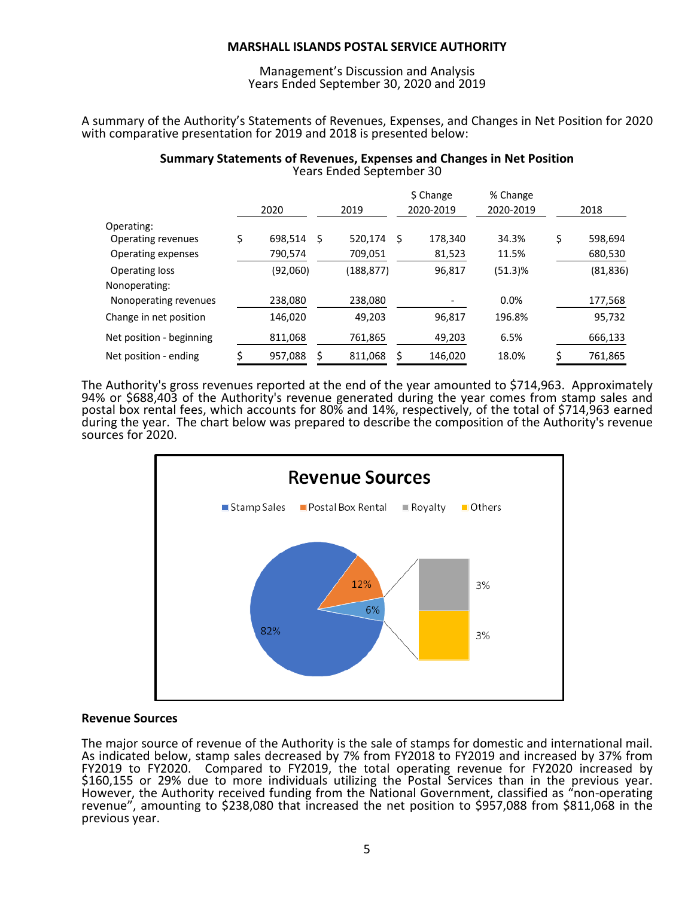MARSHALL ISLANDS POSTAL SERVICE AUTHORITY

Management's Discussion and Analysis
Years Ended September 30, 2020 and 2019

A summary of the Authority's Statements of Revenues, Expenses, and Changes in Net Position for 2020 with comparative presentation for 2019 and 2018 is presented below:

**Summary Statements of Revenues, Expenses and Changes in Net Position**
Years Ended September 30

| | 2020 | 2019 | $ Change 2020-2019 | % Change 2020-2019 | 2018 |
|---|---|---|---|---|---|
| Operating: | | | | | |
| Operating revenues | $ 698,514 | $ 520,174 | $ 178,340 | 34.3% | $ 598,694 |
| Operating expenses | 790,574 | 709,051 | 81,523 | 11.5% | 680,530 |
| Operating loss | (92,060) | (188,877) | 96,817 | (51.3)% | (81,836) |
| Nonoperating: | | | | | |
| Nonoperating revenues | 238,080 | 238,080 | - | 0.0% | 177,568 |
| Change in net position | 146,020 | 49,203 | 96,817 | 196.8% | 95,732 |
| Net position - beginning | 811,068 | 761,865 | 49,203 | 6.5% | 666,133 |
| Net position - ending | $ 957,088 | $ 811,068 | $ 146,020 | 18.0% | $ 761,865 |

The Authority's gross revenues reported at the end of the year amounted to $714,963. Approximately 94% or $688,403 of the Authority's revenue generated during the year comes from stamp sales and postal box rental fees, which accounts for 80% and 14%, respectively, of the total of $714,963 earned during the year. The chart below was prepared to describe the composition of the Authority's revenue sources for 2020.

Revenue Sources

Stamp Sales 82%; Postal Box Rental 12%; Royalty 3%; Others 3%

## Revenue Sources

The major source of revenue of the Authority is the sale of stamps for domestic and international mail. As indicated below, stamp sales decreased by 7% from FY2018 to FY2019 and increased by 37% from FY2019 to FY2020. Compared to FY2019, the total operating revenue for FY2020 increased by $160,155 or 29% due to more individuals utilizing the Postal Services than in the previous year. However, the Authority received funding from the National Government, classified as "non-operating revenue", amounting to $238,080 that increased the net position to $957,088 from $811,068 in the previous year.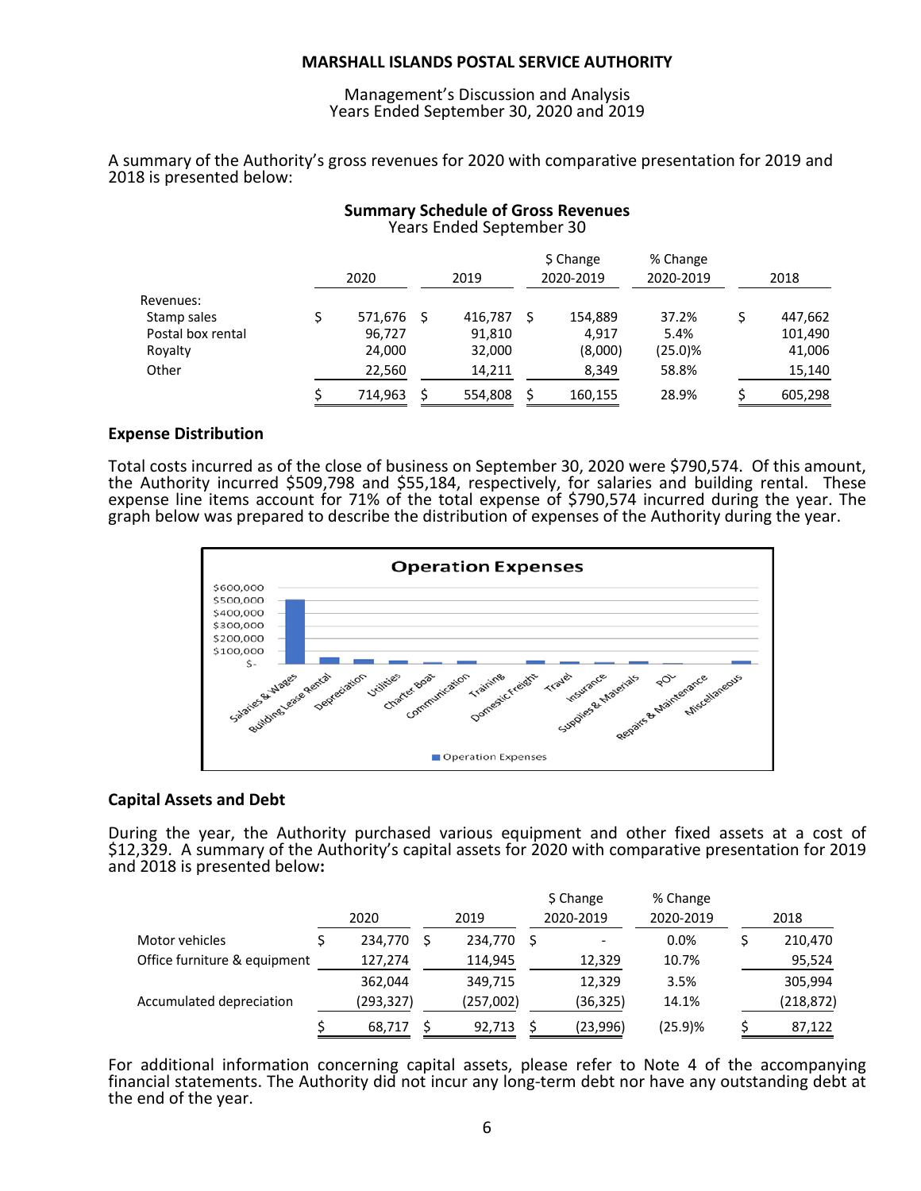A summary of the Authority's gross revenues for 2020 with comparative presentation for 2019 and 2018 is presented below:

**Summary Schedule of Gross Revenues**
Years Ended September 30

| | 2020 | 2019 | $ Change 2020-2019 | % Change 2020-2019 | 2018 |
|---|---|---|---|---|---|
| Revenues: | | | | | |
| Stamp sales | $ 571,676 | $ 416,787 | $ 154,889 | 37.2% | $ 447,662 |
| Postal box rental | 96,727 | 91,810 | 4,917 | 5.4% | 101,490 |
| Royalty | 24,000 | 32,000 | (8,000) | (25.0)% | 41,006 |
| Other | 22,560 | 14,211 | 8,349 | 58.8% | 15,140 |
| | $ 714,963 | $ 554,808 | $ 160,155 | 28.9% | $ 605,298 |

**Expense Distribution**

Total costs incurred as of the close of business on September 30, 2020 were $790,574. Of this amount, the Authority incurred $509,798 and $55,184, respectively, for salaries and building rental. These expense line items account for 71% of the total expense of $790,574 incurred during the year. The graph below was prepared to describe the distribution of expenses of the Authority during the year.

**Capital Assets and Debt**

During the year, the Authority purchased various equipment and other fixed assets at a cost of $12,329. A summary of the Authority's capital assets for 2020 with comparative presentation for 2019 and 2018 is presented below**:**

| | 2020 | 2019 | $ Change 2020-2019 | % Change 2020-2019 | 2018 |
|---|---|---|---|---|---|
| Motor vehicles | $ 234,770 | $ 234,770 | $ - | 0.0% | $ 210,470 |
| Office furniture & equipment | 127,274 | 114,945 | 12,329 | 10.7% | 95,524 |
| | 362,044 | 349,715 | 12,329 | 3.5% | 305,994 |
| Accumulated depreciation | (293,327) | (257,002) | (36,325) | 14.1% | (218,872) |
| | $ 68,717 | $ 92,713 | $ (23,996) | (25.9)% | $ 87,122 |

For additional information concerning capital assets, please refer to Note 4 of the accompanying financial statements. The Authority did not incur any long-term debt nor have any outstanding debt at the end of the year.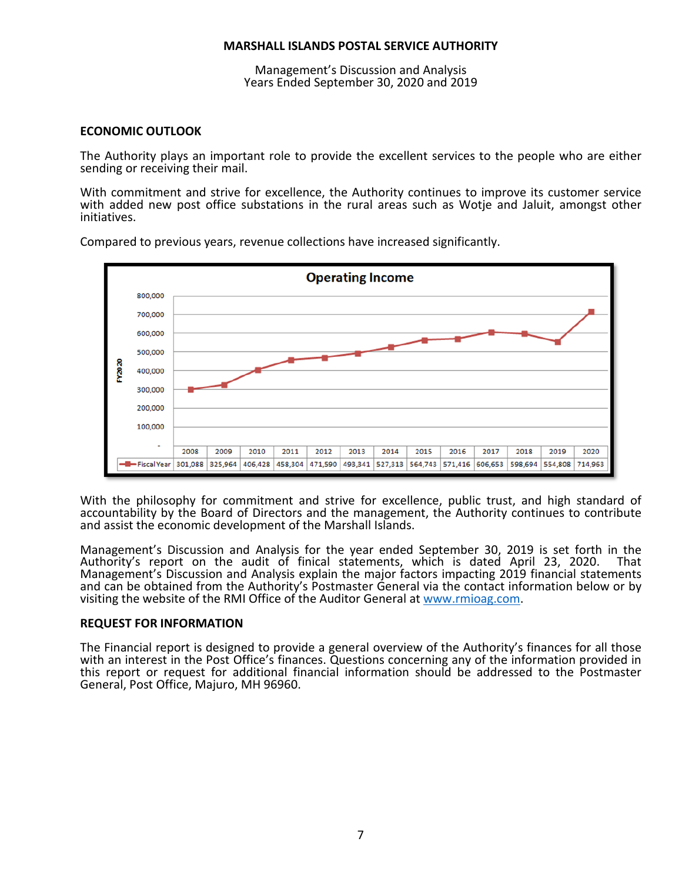MARSHALL ISLANDS POSTAL SERVICE AUTHORITY

Management's Discussion and Analysis
Years Ended September 30, 2020 and 2019

## ECONOMIC OUTLOOK

The Authority plays an important role to provide the excellent services to the people who are either sending or receiving their mail.

With commitment and strive for excellence, the Authority continues to improve its customer service with added new post office substations in the rural areas such as Wotje and Jaluit, amongst other initiatives.

Compared to previous years, revenue collections have increased significantly.

**Operating Income**

| | 2008 | 2009 | 2010 | 2011 | 2012 | 2013 | 2014 | 2015 | 2016 | 2017 | 2018 | 2019 | 2020 |
|---|---|---|---|---|---|---|---|---|---|---|---|---|---|
| Fiscal Year | 301,088 | 325,964 | 406,428 | 458,304 | 471,590 | 493,341 | 527,313 | 564,743 | 571,416 | 606,653 | 598,694 | 554,808 | 714,963 |

With the philosophy for commitment and strive for excellence, public trust, and high standard of accountability by the Board of Directors and the management, the Authority continues to contribute and assist the economic development of the Marshall Islands.

Management's Discussion and Analysis for the year ended September 30, 2019 is set forth in the Authority's report on the audit of finical statements, which is dated April 23, 2020. That Management's Discussion and Analysis explain the major factors impacting 2019 financial statements and can be obtained from the Authority's Postmaster General via the contact information below or by visiting the website of the RMI Office of the Auditor General at www.rmioag.com.

## REQUEST FOR INFORMATION

The Financial report is designed to provide a general overview of the Authority's finances for all those with an interest in the Post Office's finances. Questions concerning any of the information provided in this report or request for additional financial information should be addressed to the Postmaster General, Post Office, Majuro, MH 96960.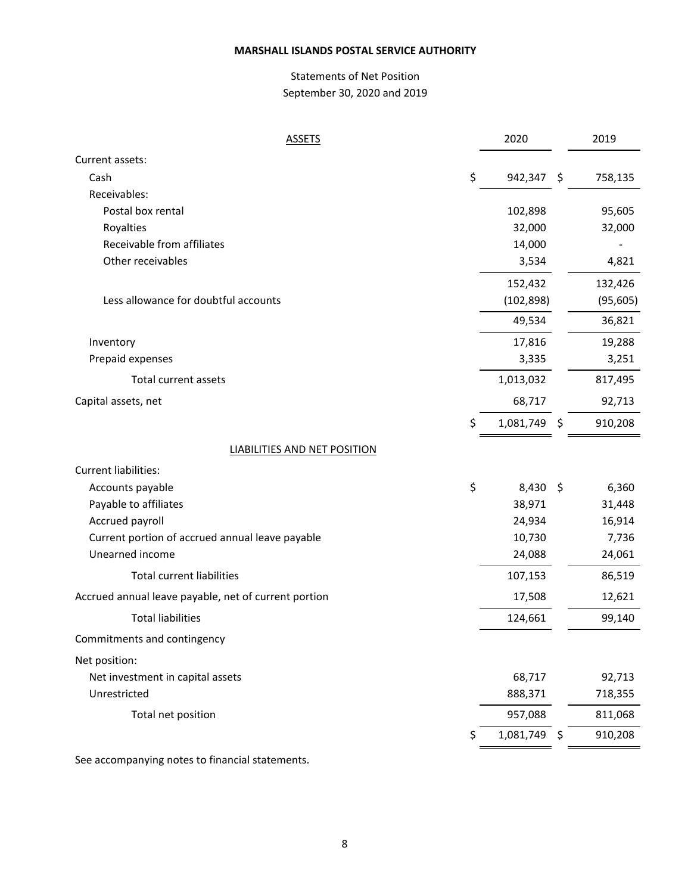**MARSHALL ISLANDS POSTAL SERVICE AUTHORITY**

Statements of Net Position
September 30, 2020 and 2019

| ASSETS | 2020 | 2019 |
|---|---|---|
| Current assets: | | |
| Cash | $ 942,347 | $ 758,135 |
| Receivables: | | |
| Postal box rental | 102,898 | 95,605 |
| Royalties | 32,000 | 32,000 |
| Receivable from affiliates | 14,000 | - |
| Other receivables | 3,534 | 4,821 |
| | 152,432 | 132,426 |
| Less allowance for doubtful accounts | (102,898) | (95,605) |
| | 49,534 | 36,821 |
| Inventory | 17,816 | 19,288 |
| Prepaid expenses | 3,335 | 3,251 |
| Total current assets | 1,013,032 | 817,495 |
| Capital assets, net | 68,717 | 92,713 |
| | $ 1,081,749 | $ 910,208 |
| LIABILITIES AND NET POSITION | | |
| Current liabilities: | | |
| Accounts payable | $ 8,430 | $ 6,360 |
| Payable to affiliates | 38,971 | 31,448 |
| Accrued payroll | 24,934 | 16,914 |
| Current portion of accrued annual leave payable | 10,730 | 7,736 |
| Unearned income | 24,088 | 24,061 |
| Total current liabilities | 107,153 | 86,519 |
| Accrued annual leave payable, net of current portion | 17,508 | 12,621 |
| Total liabilities | 124,661 | 99,140 |
| Commitments and contingency | | |
| Net position: | | |
| Net investment in capital assets | 68,717 | 92,713 |
| Unrestricted | 888,371 | 718,355 |
| Total net position | 957,088 | 811,068 |
| | $ 1,081,749 | $ 910,208 |

See accompanying notes to financial statements.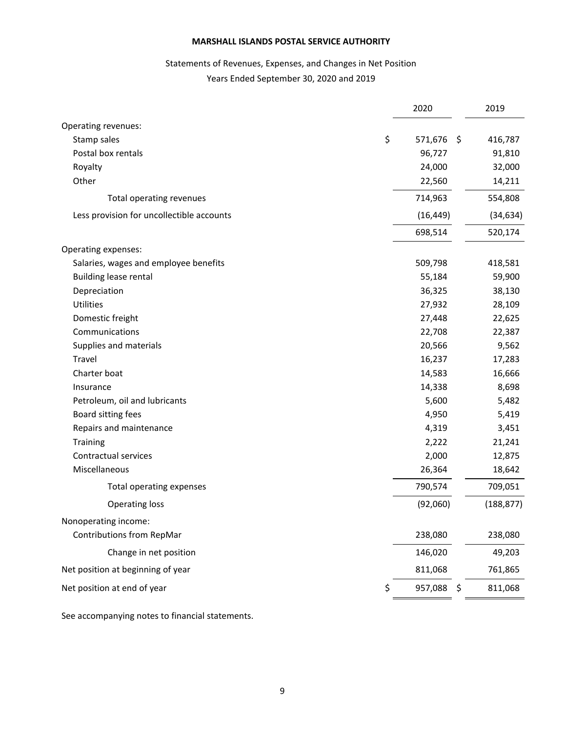**MARSHALL ISLANDS POSTAL SERVICE AUTHORITY**

Statements of Revenues, Expenses, and Changes in Net Position

Years Ended September 30, 2020 and 2019

| | 2020 | 2019 |
|---|---|---|
| Operating revenues: | | |
| Stamp sales | $ 571,676 | $ 416,787 |
| Postal box rentals | 96,727 | 91,810 |
| Royalty | 24,000 | 32,000 |
| Other | 22,560 | 14,211 |
| Total operating revenues | 714,963 | 554,808 |
| Less provision for uncollectible accounts | (16,449) | (34,634) |
| | 698,514 | 520,174 |
| Operating expenses: | | |
| Salaries, wages and employee benefits | 509,798 | 418,581 |
| Building lease rental | 55,184 | 59,900 |
| Depreciation | 36,325 | 38,130 |
| Utilities | 27,932 | 28,109 |
| Domestic freight | 27,448 | 22,625 |
| Communications | 22,708 | 22,387 |
| Supplies and materials | 20,566 | 9,562 |
| Travel | 16,237 | 17,283 |
| Charter boat | 14,583 | 16,666 |
| Insurance | 14,338 | 8,698 |
| Petroleum, oil and lubricants | 5,600 | 5,482 |
| Board sitting fees | 4,950 | 5,419 |
| Repairs and maintenance | 4,319 | 3,451 |
| Training | 2,222 | 21,241 |
| Contractual services | 2,000 | 12,875 |
| Miscellaneous | 26,364 | 18,642 |
| Total operating expenses | 790,574 | 709,051 |
| Operating loss | (92,060) | (188,877) |
| Nonoperating income: | | |
| Contributions from RepMar | 238,080 | 238,080 |
| Change in net position | 146,020 | 49,203 |
| Net position at beginning of year | 811,068 | 761,865 |
| Net position at end of year | $ 957,088 | $ 811,068 |

See accompanying notes to financial statements.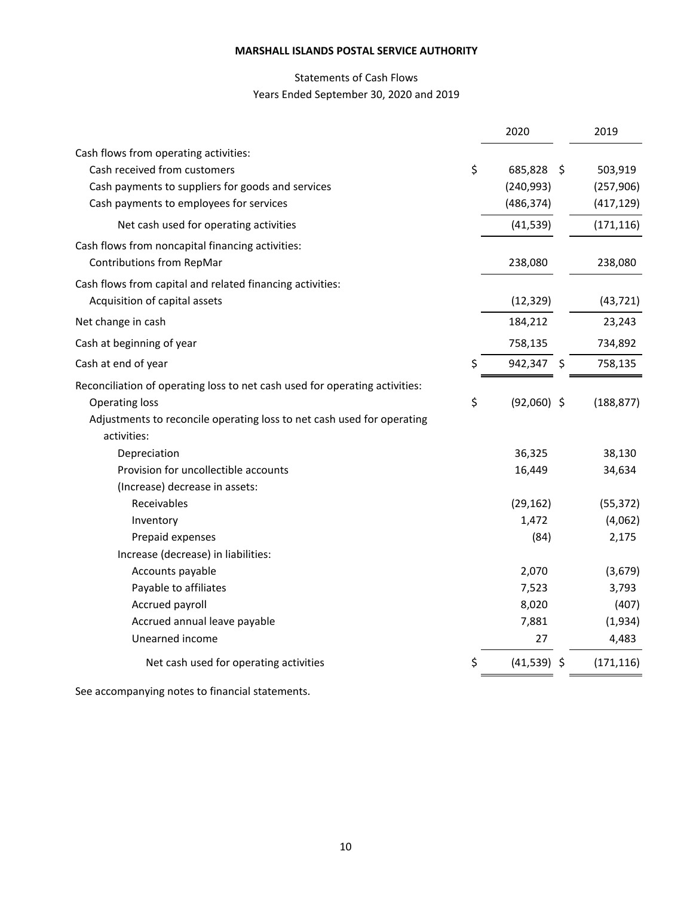**MARSHALL ISLANDS POSTAL SERVICE AUTHORITY**

Statements of Cash Flows
Years Ended September 30, 2020 and 2019

| | 2020 | 2019 |
|---|---|---|
| Cash flows from operating activities: | | |
| Cash received from customers | $ 685,828 | $ 503,919 |
| Cash payments to suppliers for goods and services | (240,993) | (257,906) |
| Cash payments to employees for services | (486,374) | (417,129) |
| Net cash used for operating activities | (41,539) | (171,116) |
| Cash flows from noncapital financing activities: | | |
| Contributions from RepMar | 238,080 | 238,080 |
| Cash flows from capital and related financing activities: | | |
| Acquisition of capital assets | (12,329) | (43,721) |
| Net change in cash | 184,212 | 23,243 |
| Cash at beginning of year | 758,135 | 734,892 |
| Cash at end of year | $ 942,347 | $ 758,135 |
| Reconciliation of operating loss to net cash used for operating activities: | | |
| Operating loss | $ (92,060) | $ (188,877) |
| Adjustments to reconcile operating loss to net cash used for operating activities: | | |
| Depreciation | 36,325 | 38,130 |
| Provision for uncollectible accounts | 16,449 | 34,634 |
| (Increase) decrease in assets: | | |
| Receivables | (29,162) | (55,372) |
| Inventory | 1,472 | (4,062) |
| Prepaid expenses | (84) | 2,175 |
| Increase (decrease) in liabilities: | | |
| Accounts payable | 2,070 | (3,679) |
| Payable to affiliates | 7,523 | 3,793 |
| Accrued payroll | 8,020 | (407) |
| Accrued annual leave payable | 7,881 | (1,934) |
| Unearned income | 27 | 4,483 |
| Net cash used for operating activities | $ (41,539) | $ (171,116) |

See accompanying notes to financial statements.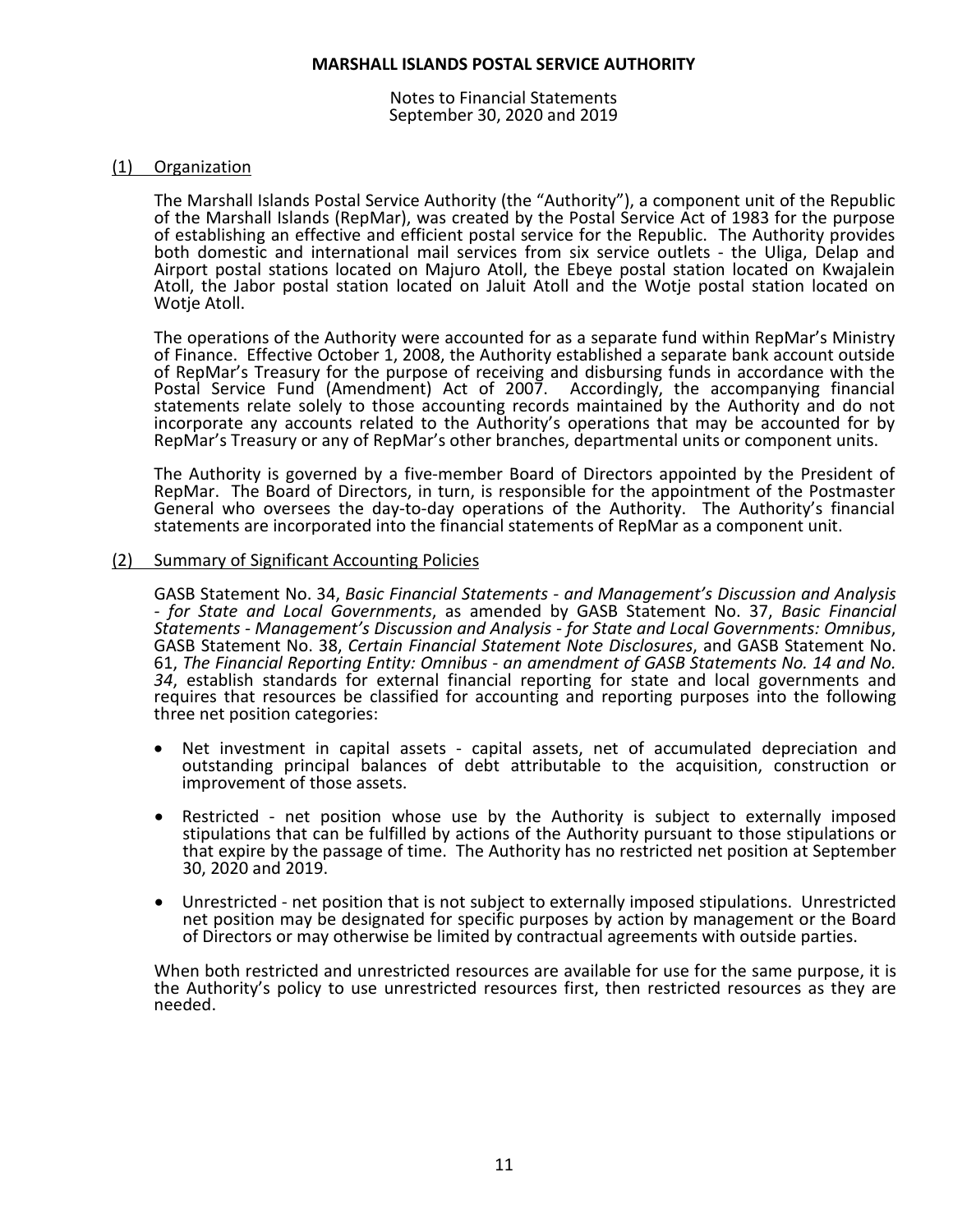# MARSHALL ISLANDS POSTAL SERVICE AUTHORITY

Notes to Financial Statements
September 30, 2020 and 2019

## (1) Organization

The Marshall Islands Postal Service Authority (the "Authority"), a component unit of the Republic of the Marshall Islands (RepMar), was created by the Postal Service Act of 1983 for the purpose of establishing an effective and efficient postal service for the Republic. The Authority provides both domestic and international mail services from six service outlets - the Uliga, Delap and Airport postal stations located on Majuro Atoll, the Ebeye postal station located on Kwajalein Atoll, the Jabor postal station located on Jaluit Atoll and the Wotje postal station located on Wotje Atoll.

The operations of the Authority were accounted for as a separate fund within RepMar's Ministry of Finance. Effective October 1, 2008, the Authority established a separate bank account outside of RepMar's Treasury for the purpose of receiving and disbursing funds in accordance with the Postal Service Fund (Amendment) Act of 2007. Accordingly, the accompanying financial statements relate solely to those accounting records maintained by the Authority and do not incorporate any accounts related to the Authority's operations that may be accounted for by RepMar's Treasury or any of RepMar's other branches, departmental units or component units.

The Authority is governed by a five-member Board of Directors appointed by the President of RepMar. The Board of Directors, in turn, is responsible for the appointment of the Postmaster General who oversees the day-to-day operations of the Authority. The Authority's financial statements are incorporated into the financial statements of RepMar as a component unit.

## (2) Summary of Significant Accounting Policies

GASB Statement No. 34, *Basic Financial Statements - and Management's Discussion and Analysis - for State and Local Governments*, as amended by GASB Statement No. 37, *Basic Financial Statements - Management's Discussion and Analysis - for State and Local Governments: Omnibus*, GASB Statement No. 38, *Certain Financial Statement Note Disclosures*, and GASB Statement No. 61, *The Financial Reporting Entity: Omnibus - an amendment of GASB Statements No. 14 and No. 34*, establish standards for external financial reporting for state and local governments and requires that resources be classified for accounting and reporting purposes into the following three net position categories:

- Net investment in capital assets - capital assets, net of accumulated depreciation and outstanding principal balances of debt attributable to the acquisition, construction or improvement of those assets.
- Restricted - net position whose use by the Authority is subject to externally imposed stipulations that can be fulfilled by actions of the Authority pursuant to those stipulations or that expire by the passage of time. The Authority has no restricted net position at September 30, 2020 and 2019.
- Unrestricted - net position that is not subject to externally imposed stipulations. Unrestricted net position may be designated for specific purposes by action by management or the Board of Directors or may otherwise be limited by contractual agreements with outside parties.

When both restricted and unrestricted resources are available for use for the same purpose, it is the Authority's policy to use unrestricted resources first, then restricted resources as they are needed.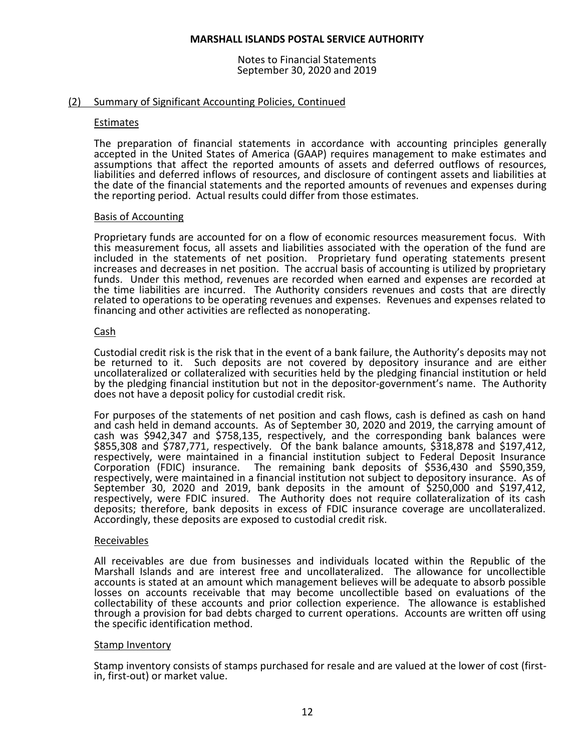# MARSHALL ISLANDS POSTAL SERVICE AUTHORITY

Notes to Financial Statements
September 30, 2020 and 2019

## (2) Summary of Significant Accounting Policies, Continued

### Estimates

The preparation of financial statements in accordance with accounting principles generally accepted in the United States of America (GAAP) requires management to make estimates and assumptions that affect the reported amounts of assets and deferred outflows of resources, liabilities and deferred inflows of resources, and disclosure of contingent assets and liabilities at the date of the financial statements and the reported amounts of revenues and expenses during the reporting period. Actual results could differ from those estimates.

### Basis of Accounting

Proprietary funds are accounted for on a flow of economic resources measurement focus. With this measurement focus, all assets and liabilities associated with the operation of the fund are included in the statements of net position. Proprietary fund operating statements present increases and decreases in net position. The accrual basis of accounting is utilized by proprietary funds. Under this method, revenues are recorded when earned and expenses are recorded at the time liabilities are incurred. The Authority considers revenues and costs that are directly related to operations to be operating revenues and expenses. Revenues and expenses related to financing and other activities are reflected as nonoperating.

### Cash

Custodial credit risk is the risk that in the event of a bank failure, the Authority's deposits may not be returned to it. Such deposits are not covered by depository insurance and are either uncollateralized or collateralized with securities held by the pledging financial institution or held by the pledging financial institution but not in the depositor-government's name. The Authority does not have a deposit policy for custodial credit risk.

For purposes of the statements of net position and cash flows, cash is defined as cash on hand and cash held in demand accounts. As of September 30, 2020 and 2019, the carrying amount of cash was $942,347 and $758,135, respectively, and the corresponding bank balances were $855,308 and $787,771, respectively. Of the bank balance amounts, $318,878 and $197,412, respectively, were maintained in a financial institution subject to Federal Deposit Insurance Corporation (FDIC) insurance. The remaining bank deposits of $536,430 and $590,359, respectively, were maintained in a financial institution not subject to depository insurance. As of September 30, 2020 and 2019, bank deposits in the amount of $250,000 and $197,412, respectively, were FDIC insured. The Authority does not require collateralization of its cash deposits; therefore, bank deposits in excess of FDIC insurance coverage are uncollateralized. Accordingly, these deposits are exposed to custodial credit risk.

### Receivables

All receivables are due from businesses and individuals located within the Republic of the Marshall Islands and are interest free and uncollateralized. The allowance for uncollectible accounts is stated at an amount which management believes will be adequate to absorb possible losses on accounts receivable that may become uncollectible based on evaluations of the collectability of these accounts and prior collection experience. The allowance is established through a provision for bad debts charged to current operations. Accounts are written off using the specific identification method.

### Stamp Inventory

Stamp inventory consists of stamps purchased for resale and are valued at the lower of cost (first-in, first-out) or market value.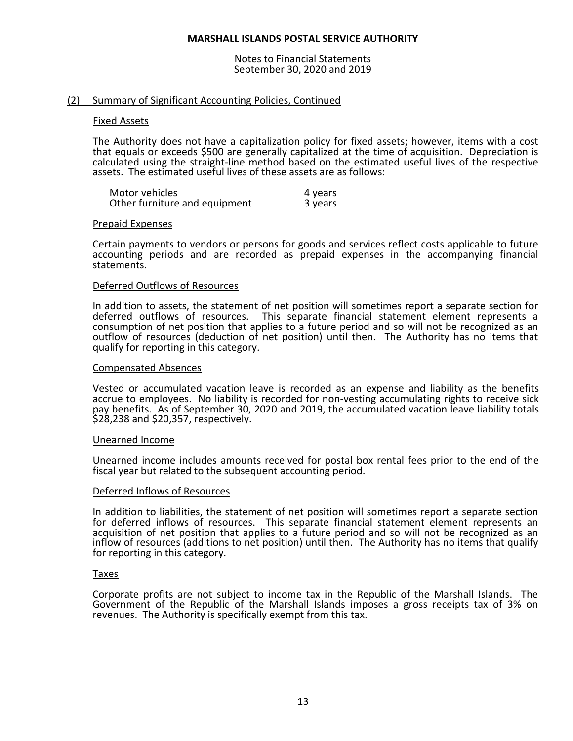## (2) Summary of Significant Accounting Policies, Continued

### Fixed Assets

The Authority does not have a capitalization policy for fixed assets; however, items with a cost that equals or exceeds $500 are generally capitalized at the time of acquisition. Depreciation is calculated using the straight-line method based on the estimated useful lives of the respective assets. The estimated useful lives of these assets are as follows:

| | |
|---|---|
| Motor vehicles | 4 years |
| Other furniture and equipment | 3 years |

### Prepaid Expenses

Certain payments to vendors or persons for goods and services reflect costs applicable to future accounting periods and are recorded as prepaid expenses in the accompanying financial statements.

### Deferred Outflows of Resources

In addition to assets, the statement of net position will sometimes report a separate section for deferred outflows of resources. This separate financial statement element represents a consumption of net position that applies to a future period and so will not be recognized as an outflow of resources (deduction of net position) until then. The Authority has no items that qualify for reporting in this category.

### Compensated Absences

Vested or accumulated vacation leave is recorded as an expense and liability as the benefits accrue to employees. No liability is recorded for non-vesting accumulating rights to receive sick pay benefits. As of September 30, 2020 and 2019, the accumulated vacation leave liability totals $28,238 and $20,357, respectively.

### Unearned Income

Unearned income includes amounts received for postal box rental fees prior to the end of the fiscal year but related to the subsequent accounting period.

### Deferred Inflows of Resources

In addition to liabilities, the statement of net position will sometimes report a separate section for deferred inflows of resources. This separate financial statement element represents an acquisition of net position that applies to a future period and so will not be recognized as an inflow of resources (additions to net position) until then. The Authority has no items that qualify for reporting in this category.

### Taxes

Corporate profits are not subject to income tax in the Republic of the Marshall Islands. The Government of the Republic of the Marshall Islands imposes a gross receipts tax of 3% on revenues. The Authority is specifically exempt from this tax.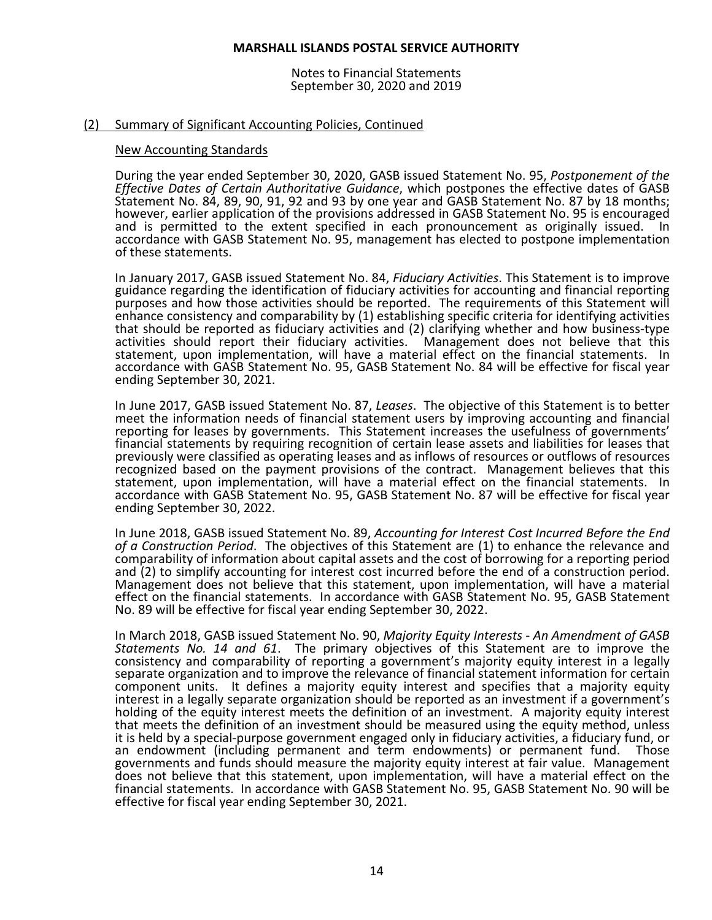**MARSHALL ISLANDS POSTAL SERVICE AUTHORITY**

Notes to Financial Statements
September 30, 2020 and 2019

## (2) Summary of Significant Accounting Policies, Continued

### New Accounting Standards

During the year ended September 30, 2020, GASB issued Statement No. 95, *Postponement of the Effective Dates of Certain Authoritative Guidance*, which postpones the effective dates of GASB Statement No. 84, 89, 90, 91, 92 and 93 by one year and GASB Statement No. 87 by 18 months; however, earlier application of the provisions addressed in GASB Statement No. 95 is encouraged and is permitted to the extent specified in each pronouncement as originally issued. In accordance with GASB Statement No. 95, management has elected to postpone implementation of these statements.

In January 2017, GASB issued Statement No. 84, *Fiduciary Activities*. This Statement is to improve guidance regarding the identification of fiduciary activities for accounting and financial reporting purposes and how those activities should be reported. The requirements of this Statement will enhance consistency and comparability by (1) establishing specific criteria for identifying activities that should be reported as fiduciary activities and (2) clarifying whether and how business-type activities should report their fiduciary activities. Management does not believe that this statement, upon implementation, will have a material effect on the financial statements. In accordance with GASB Statement No. 95, GASB Statement No. 84 will be effective for fiscal year ending September 30, 2021.

In June 2017, GASB issued Statement No. 87, *Leases*. The objective of this Statement is to better meet the information needs of financial statement users by improving accounting and financial reporting for leases by governments. This Statement increases the usefulness of governments' financial statements by requiring recognition of certain lease assets and liabilities for leases that previously were classified as operating leases and as inflows of resources or outflows of resources recognized based on the payment provisions of the contract. Management believes that this statement, upon implementation, will have a material effect on the financial statements. In accordance with GASB Statement No. 95, GASB Statement No. 87 will be effective for fiscal year ending September 30, 2022.

In June 2018, GASB issued Statement No. 89, *Accounting for Interest Cost Incurred Before the End of a Construction Period*. The objectives of this Statement are (1) to enhance the relevance and comparability of information about capital assets and the cost of borrowing for a reporting period and (2) to simplify accounting for interest cost incurred before the end of a construction period. Management does not believe that this statement, upon implementation, will have a material effect on the financial statements. In accordance with GASB Statement No. 95, GASB Statement No. 89 will be effective for fiscal year ending September 30, 2022.

In March 2018, GASB issued Statement No. 90, *Majority Equity Interests - An Amendment of GASB Statements No. 14 and 61*. The primary objectives of this Statement are to improve the consistency and comparability of reporting a government's majority equity interest in a legally separate organization and to improve the relevance of financial statement information for certain component units. It defines a majority equity interest and specifies that a majority equity interest in a legally separate organization should be reported as an investment if a government's holding of the equity interest meets the definition of an investment. A majority equity interest that meets the definition of an investment should be measured using the equity method, unless it is held by a special-purpose government engaged only in fiduciary activities, a fiduciary fund, or an endowment (including permanent and term endowments) or permanent fund. Those governments and funds should measure the majority equity interest at fair value. Management does not believe that this statement, upon implementation, will have a material effect on the financial statements. In accordance with GASB Statement No. 95, GASB Statement No. 90 will be effective for fiscal year ending September 30, 2021.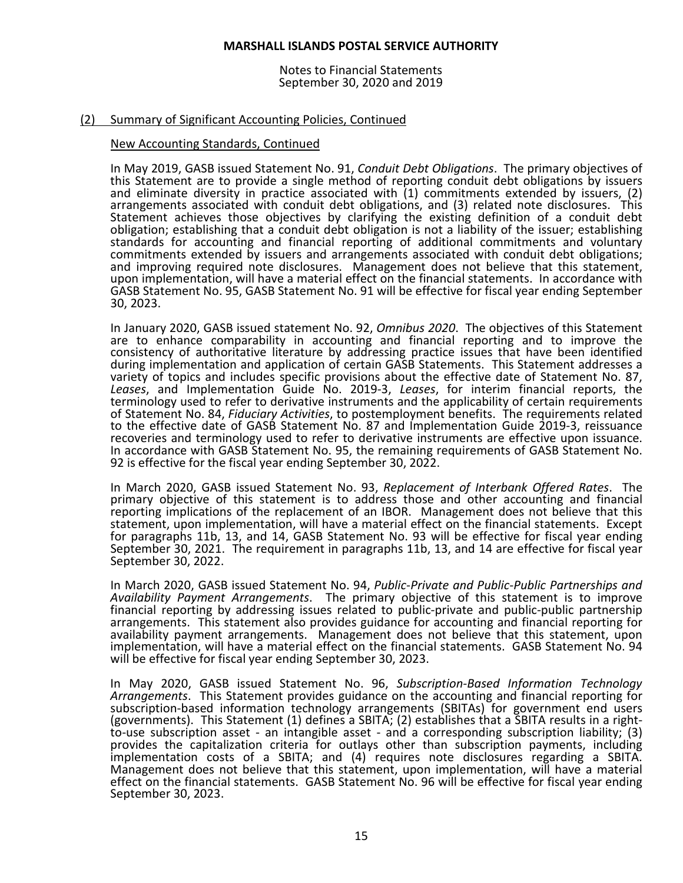**MARSHALL ISLANDS POSTAL SERVICE AUTHORITY**

Notes to Financial Statements
September 30, 2020 and 2019

## (2) Summary of Significant Accounting Policies, Continued

### New Accounting Standards, Continued

In May 2019, GASB issued Statement No. 91, *Conduit Debt Obligations*. The primary objectives of this Statement are to provide a single method of reporting conduit debt obligations by issuers and eliminate diversity in practice associated with (1) commitments extended by issuers, (2) arrangements associated with conduit debt obligations, and (3) related note disclosures. This Statement achieves those objectives by clarifying the existing definition of a conduit debt obligation; establishing that a conduit debt obligation is not a liability of the issuer; establishing standards for accounting and financial reporting of additional commitments and voluntary commitments extended by issuers and arrangements associated with conduit debt obligations; and improving required note disclosures. Management does not believe that this statement, upon implementation, will have a material effect on the financial statements. In accordance with GASB Statement No. 95, GASB Statement No. 91 will be effective for fiscal year ending September 30, 2023.

In January 2020, GASB issued statement No. 92, *Omnibus 2020*. The objectives of this Statement are to enhance comparability in accounting and financial reporting and to improve the consistency of authoritative literature by addressing practice issues that have been identified during implementation and application of certain GASB Statements. This Statement addresses a variety of topics and includes specific provisions about the effective date of Statement No. 87, *Leases*, and Implementation Guide No. 2019-3, *Leases*, for interim financial reports, the terminology used to refer to derivative instruments and the applicability of certain requirements of Statement No. 84, *Fiduciary Activities*, to postemployment benefits. The requirements related to the effective date of GASB Statement No. 87 and Implementation Guide 2019-3, reissuance recoveries and terminology used to refer to derivative instruments are effective upon issuance. In accordance with GASB Statement No. 95, the remaining requirements of GASB Statement No. 92 is effective for the fiscal year ending September 30, 2022.

In March 2020, GASB issued Statement No. 93, *Replacement of Interbank Offered Rates*. The primary objective of this statement is to address those and other accounting and financial reporting implications of the replacement of an IBOR. Management does not believe that this statement, upon implementation, will have a material effect on the financial statements. Except for paragraphs 11b, 13, and 14, GASB Statement No. 93 will be effective for fiscal year ending September 30, 2021. The requirement in paragraphs 11b, 13, and 14 are effective for fiscal year September 30, 2022.

In March 2020, GASB issued Statement No. 94, *Public-Private and Public-Public Partnerships and Availability Payment Arrangements*. The primary objective of this statement is to improve financial reporting by addressing issues related to public-private and public-public partnership arrangements. This statement also provides guidance for accounting and financial reporting for availability payment arrangements. Management does not believe that this statement, upon implementation, will have a material effect on the financial statements. GASB Statement No. 94 will be effective for fiscal year ending September 30, 2023.

In May 2020, GASB issued Statement No. 96, *Subscription-Based Information Technology Arrangements*. This Statement provides guidance on the accounting and financial reporting for subscription-based information technology arrangements (SBITAs) for government end users (governments). This Statement (1) defines a SBITA; (2) establishes that a SBITA results in a right-to-use subscription asset - an intangible asset - and a corresponding subscription liability; (3) provides the capitalization criteria for outlays other than subscription payments, including implementation costs of a SBITA; and (4) requires note disclosures regarding a SBITA. Management does not believe that this statement, upon implementation, will have a material effect on the financial statements. GASB Statement No. 96 will be effective for fiscal year ending September 30, 2023.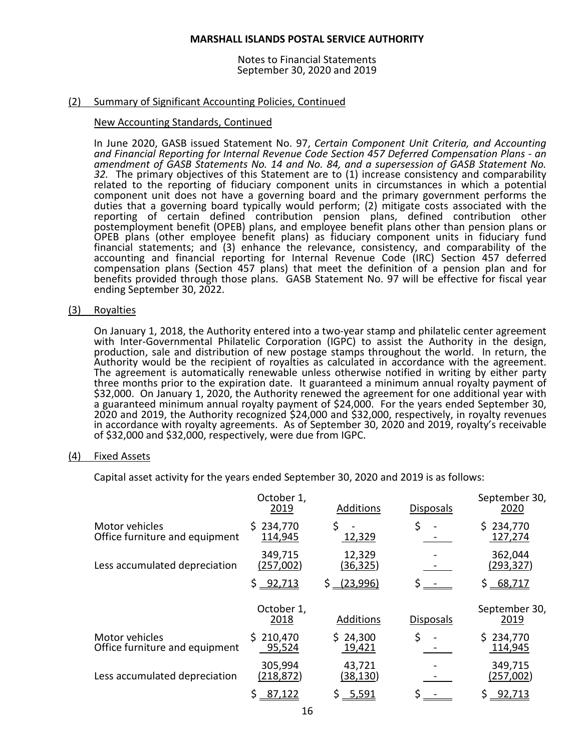(2) Summary of Significant Accounting Policies, Continued

New Accounting Standards, Continued

In June 2020, GASB issued Statement No. 97, *Certain Component Unit Criteria, and Accounting and Financial Reporting for Internal Revenue Code Section 457 Deferred Compensation Plans - an amendment of GASB Statements No. 14 and No. 84, and a supersession of GASB Statement No. 32.* The primary objectives of this Statement are to (1) increase consistency and comparability related to the reporting of fiduciary component units in circumstances in which a potential component unit does not have a governing board and the primary government performs the duties that a governing board typically would perform; (2) mitigate costs associated with the reporting of certain defined contribution pension plans, defined contribution other postemployment benefit (OPEB) plans, and employee benefit plans other than pension plans or OPEB plans (other employee benefit plans) as fiduciary component units in fiduciary fund financial statements; and (3) enhance the relevance, consistency, and comparability of the accounting and financial reporting for Internal Revenue Code (IRC) Section 457 deferred compensation plans (Section 457 plans) that meet the definition of a pension plan and for benefits provided through those plans. GASB Statement No. 97 will be effective for fiscal year ending September 30, 2022.

(3) Royalties

On January 1, 2018, the Authority entered into a two-year stamp and philatelic center agreement with Inter-Governmental Philatelic Corporation (IGPC) to assist the Authority in the design, production, sale and distribution of new postage stamps throughout the world. In return, the Authority would be the recipient of royalties as calculated in accordance with the agreement. The agreement is automatically renewable unless otherwise notified in writing by either party three months prior to the expiration date. It guaranteed a minimum annual royalty payment of $32,000. On January 1, 2020, the Authority renewed the agreement for one additional year with a guaranteed minimum annual royalty payment of $24,000. For the years ended September 30, 2020 and 2019, the Authority recognized $24,000 and $32,000, respectively, in royalty revenues in accordance with royalty agreements. As of September 30, 2020 and 2019, royalty's receivable of $32,000 and $32,000, respectively, were due from IGPC.

(4) Fixed Assets

Capital asset activity for the years ended September 30, 2020 and 2019 is as follows:

| | October 1, 2019 | Additions | Disposals | September 30, 2020 |
|---|---|---|---|---|
| Motor vehicles | $ 234,770 | $ - | $ - | $ 234,770 |
| Office furniture and equipment | 114,945 | 12,329 | - | 127,274 |
| | 349,715 | 12,329 | - | 362,044 |
| Less accumulated depreciation | (257,002) | (36,325) | - | (293,327) |
| | $ 92,713 | $ (23,996) | $ - | $ 68,717 |

| | October 1, 2018 | Additions | Disposals | September 30, 2019 |
|---|---|---|---|---|
| Motor vehicles | $ 210,470 | $ 24,300 | $ - | $ 234,770 |
| Office furniture and equipment | 95,524 | 19,421 | - | 114,945 |
| | 305,994 | 43,721 | - | 349,715 |
| Less accumulated depreciation | (218,872) | (38,130) | - | (257,002) |
| | $ 87,122 | $ 5,591 | $ - | $ 92,713 |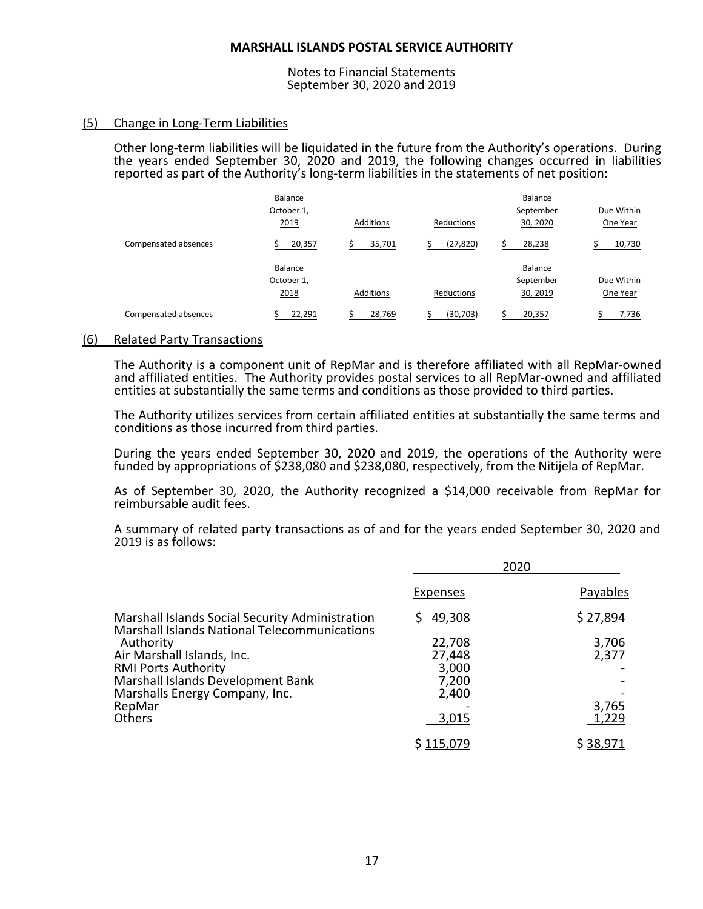**MARSHALL ISLANDS POSTAL SERVICE AUTHORITY**

Notes to Financial Statements
September 30, 2020 and 2019

## (5) Change in Long-Term Liabilities

Other long-term liabilities will be liquidated in the future from the Authority's operations. During the years ended September 30, 2020 and 2019, the following changes occurred in liabilities reported as part of the Authority's long-term liabilities in the statements of net position:

| | Balance October 1, 2019 | Additions | Reductions | Balance September 30, 2020 | Due Within One Year |
|---|---|---|---|---|---|
| Compensated absences | $ 20,357 | $ 35,701 | $ (27,820) | $ 28,238 | $ 10,730 |

| | Balance October 1, 2018 | Additions | Reductions | Balance September 30, 2019 | Due Within One Year |
|---|---|---|---|---|---|
| Compensated absences | $ 22,291 | $ 28,769 | $ (30,703) | $ 20,357 | $ 7,736 |

## (6) Related Party Transactions

The Authority is a component unit of RepMar and is therefore affiliated with all RepMar-owned and affiliated entities. The Authority provides postal services to all RepMar-owned and affiliated entities at substantially the same terms and conditions as those provided to third parties.

The Authority utilizes services from certain affiliated entities at substantially the same terms and conditions as those incurred from third parties.

During the years ended September 30, 2020 and 2019, the operations of the Authority were funded by appropriations of $238,080 and $238,080, respectively, from the Nitijela of RepMar.

As of September 30, 2020, the Authority recognized a $14,000 receivable from RepMar for reimbursable audit fees.

A summary of related party transactions as of and for the years ended September 30, 2020 and 2019 is as follows:

| | 2020 | |
|---|---|---|
| | Expenses | Payables |
| Marshall Islands Social Security Administration | $ 49,308 | $ 27,894 |
| Marshall Islands National Telecommunications Authority | 22,708 | 3,706 |
| Air Marshall Islands, Inc. | 27,448 | 2,377 |
| RMI Ports Authority | 3,000 | - |
| Marshall Islands Development Bank | 7,200 | - |
| Marshalls Energy Company, Inc. | 2,400 | - |
| RepMar | - | 3,765 |
| Others | 3,015 | 1,229 |
| | $ 115,079 | $ 38,971 |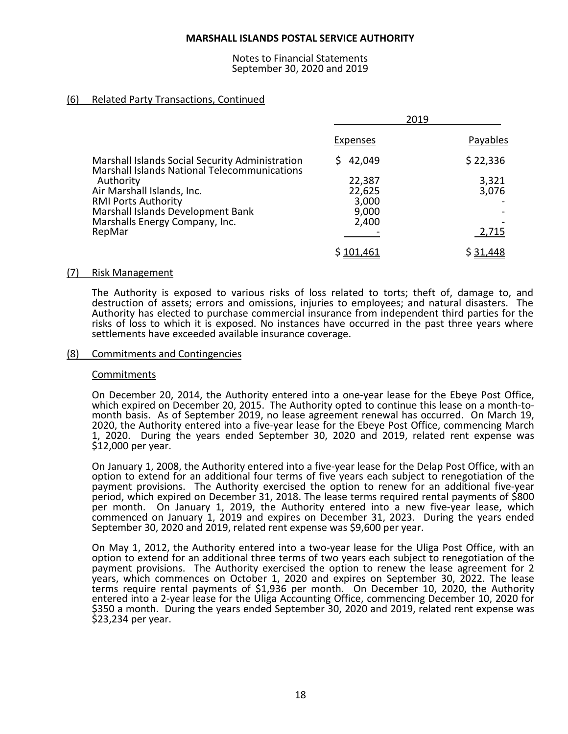## (6) Related Party Transactions, Continued

| | 2019 | |
|---|---|---|
| | Expenses | Payables |
| Marshall Islands Social Security Administration | $ 42,049 | $ 22,336 |
| Marshall Islands National Telecommunications Authority | 22,387 | 3,321 |
| Air Marshall Islands, Inc. | 22,625 | 3,076 |
| RMI Ports Authority | 3,000 | - |
| Marshall Islands Development Bank | 9,000 | - |
| Marshalls Energy Company, Inc. | 2,400 | - |
| RepMar | - | 2,715 |
| | $ 101,461 | $ 31,448 |

## (7) Risk Management

The Authority is exposed to various risks of loss related to torts; theft of, damage to, and destruction of assets; errors and omissions, injuries to employees; and natural disasters. The Authority has elected to purchase commercial insurance from independent third parties for the risks of loss to which it is exposed. No instances have occurred in the past three years where settlements have exceeded available insurance coverage.

## (8) Commitments and Contingencies

### Commitments

On December 20, 2014, the Authority entered into a one-year lease for the Ebeye Post Office, which expired on December 20, 2015. The Authority opted to continue this lease on a month-to-month basis. As of September 2019, no lease agreement renewal has occurred. On March 19, 2020, the Authority entered into a five-year lease for the Ebeye Post Office, commencing March 1, 2020. During the years ended September 30, 2020 and 2019, related rent expense was $12,000 per year.

On January 1, 2008, the Authority entered into a five-year lease for the Delap Post Office, with an option to extend for an additional four terms of five years each subject to renegotiation of the payment provisions. The Authority exercised the option to renew for an additional five-year period, which expired on December 31, 2018. The lease terms required rental payments of $800 per month. On January 1, 2019, the Authority entered into a new five-year lease, which commenced on January 1, 2019 and expires on December 31, 2023. During the years ended September 30, 2020 and 2019, related rent expense was $9,600 per year.

On May 1, 2012, the Authority entered into a two-year lease for the Uliga Post Office, with an option to extend for an additional three terms of two years each subject to renegotiation of the payment provisions. The Authority exercised the option to renew the lease agreement for 2 years, which commences on October 1, 2020 and expires on September 30, 2022. The lease terms require rental payments of $1,936 per month. On December 10, 2020, the Authority entered into a 2-year lease for the Uliga Accounting Office, commencing December 10, 2020 for $350 a month. During the years ended September 30, 2020 and 2019, related rent expense was $23,234 per year.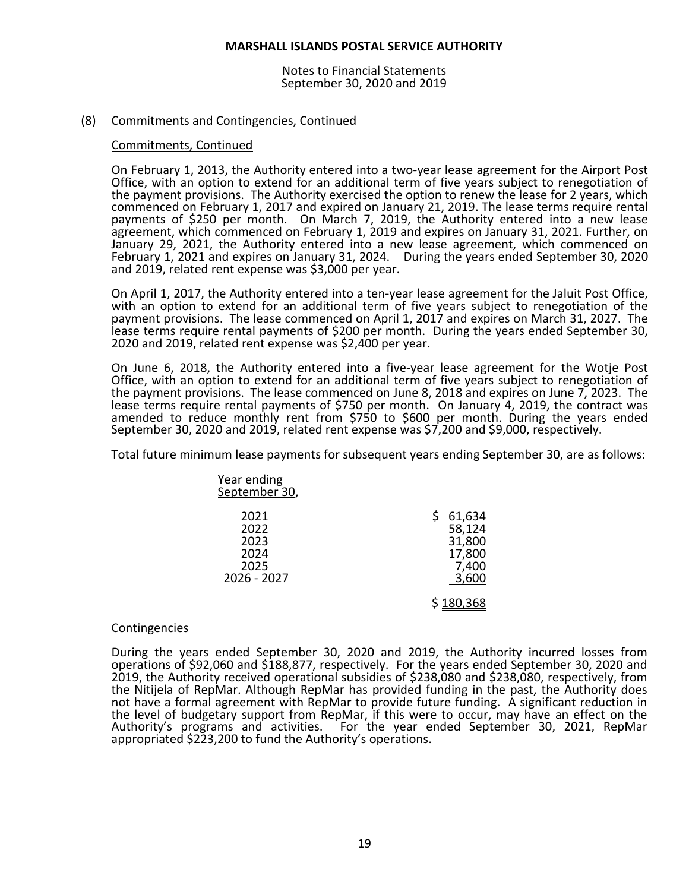**MARSHALL ISLANDS POSTAL SERVICE AUTHORITY**

Notes to Financial Statements
September 30, 2020 and 2019

## (8) Commitments and Contingencies, Continued

### Commitments, Continued

On February 1, 2013, the Authority entered into a two-year lease agreement for the Airport Post Office, with an option to extend for an additional term of five years subject to renegotiation of the payment provisions. The Authority exercised the option to renew the lease for 2 years, which commenced on February 1, 2017 and expired on January 21, 2019. The lease terms require rental payments of $250 per month. On March 7, 2019, the Authority entered into a new lease agreement, which commenced on February 1, 2019 and expires on January 31, 2021. Further, on January 29, 2021, the Authority entered into a new lease agreement, which commenced on February 1, 2021 and expires on January 31, 2024. During the years ended September 30, 2020 and 2019, related rent expense was $3,000 per year.

On April 1, 2017, the Authority entered into a ten-year lease agreement for the Jaluit Post Office, with an option to extend for an additional term of five years subject to renegotiation of the payment provisions. The lease commenced on April 1, 2017 and expires on March 31, 2027. The lease terms require rental payments of $200 per month. During the years ended September 30, 2020 and 2019, related rent expense was $2,400 per year.

On June 6, 2018, the Authority entered into a five-year lease agreement for the Wotje Post Office, with an option to extend for an additional term of five years subject to renegotiation of the payment provisions. The lease commenced on June 8, 2018 and expires on June 7, 2023. The lease terms require rental payments of $750 per month. On January 4, 2019, the contract was amended to reduce monthly rent from $750 to $600 per month. During the years ended September 30, 2020 and 2019, related rent expense was $7,200 and $9,000, respectively.

Total future minimum lease payments for subsequent years ending September 30, are as follows:

| Year ending September 30, | |
|---|---|
| 2021 | $ 61,634 |
| 2022 | 58,124 |
| 2023 | 31,800 |
| 2024 | 17,800 |
| 2025 | 7,400 |
| 2026 - 2027 | 3,600 |
| | $ 180,368 |

### Contingencies

During the years ended September 30, 2020 and 2019, the Authority incurred losses from operations of $92,060 and $188,877, respectively. For the years ended September 30, 2020 and 2019, the Authority received operational subsidies of $238,080 and $238,080, respectively, from the Nitijela of RepMar. Although RepMar has provided funding in the past, the Authority does not have a formal agreement with RepMar to provide future funding. A significant reduction in the level of budgetary support from RepMar, if this were to occur, may have an effect on the Authority's programs and activities. For the year ended September 30, 2021, RepMar appropriated $223,200 to fund the Authority's operations.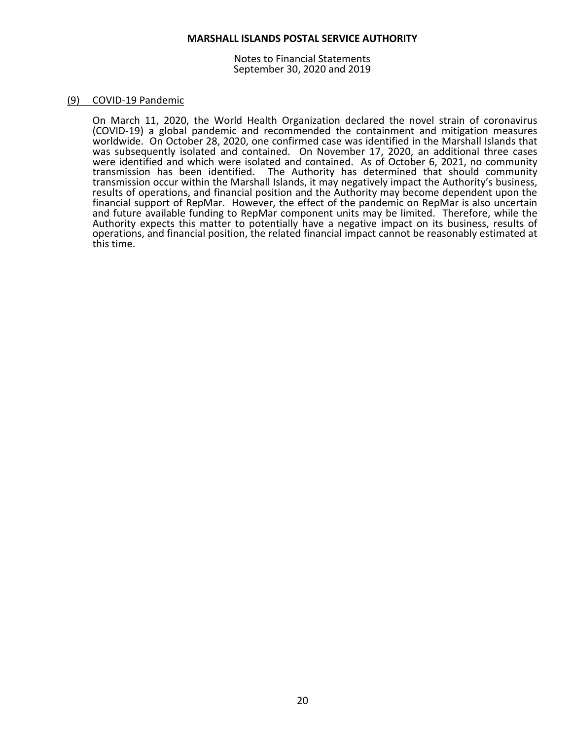## (9) COVID-19 Pandemic

On March 11, 2020, the World Health Organization declared the novel strain of coronavirus (COVID-19) a global pandemic and recommended the containment and mitigation measures worldwide. On October 28, 2020, one confirmed case was identified in the Marshall Islands that was subsequently isolated and contained. On November 17, 2020, an additional three cases were identified and which were isolated and contained. As of October 6, 2021, no community transmission has been identified. The Authority has determined that should community transmission occur within the Marshall Islands, it may negatively impact the Authority's business, results of operations, and financial position and the Authority may become dependent upon the financial support of RepMar. However, the effect of the pandemic on RepMar is also uncertain and future available funding to RepMar component units may be limited. Therefore, while the Authority expects this matter to potentially have a negative impact on its business, results of operations, and financial position, the related financial impact cannot be reasonably estimated at this time.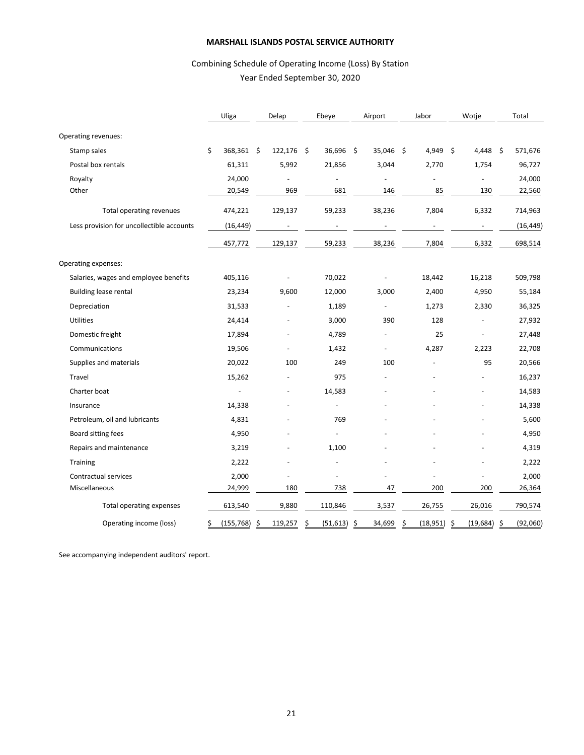# MARSHALL ISLANDS POSTAL SERVICE AUTHORITY

Combining Schedule of Operating Income (Loss) By Station
Year Ended September 30, 2020

| | Uliga | Delap | Ebeye | Airport | Jabor | Wotje | Total |
|---|---|---|---|---|---|---|---|
| Operating revenues: | | | | | | | |
| Stamp sales | $ 368,361 | $ 122,176 | $ 36,696 | $ 35,046 | $ 4,949 | $ 4,448 | $ 571,676 |
| Postal box rentals | 61,311 | 5,992 | 21,856 | 3,044 | 2,770 | 1,754 | 96,727 |
| Royalty | 24,000 | - | - | - | - | - | 24,000 |
| Other | 20,549 | 969 | 681 | 146 | 85 | 130 | 22,560 |
| Total operating revenues | 474,221 | 129,137 | 59,233 | 38,236 | 7,804 | 6,332 | 714,963 |
| Less provision for uncollectible accounts | (16,449) | - | - | - | - | - | (16,449) |
| | 457,772 | 129,137 | 59,233 | 38,236 | 7,804 | 6,332 | 698,514 |
| Operating expenses: | | | | | | | |
| Salaries, wages and employee benefits | 405,116 | - | 70,022 | - | 18,442 | 16,218 | 509,798 |
| Building lease rental | 23,234 | 9,600 | 12,000 | 3,000 | 2,400 | 4,950 | 55,184 |
| Depreciation | 31,533 | - | 1,189 | - | 1,273 | 2,330 | 36,325 |
| Utilities | 24,414 | - | 3,000 | 390 | 128 | - | 27,932 |
| Domestic freight | 17,894 | - | 4,789 | - | 25 | - | 27,448 |
| Communications | 19,506 | - | 1,432 | - | 4,287 | 2,223 | 22,708 |
| Supplies and materials | 20,022 | 100 | 249 | 100 | - | 95 | 20,566 |
| Travel | 15,262 | - | 975 | - | - | - | 16,237 |
| Charter boat | - | - | 14,583 | - | - | - | 14,583 |
| Insurance | 14,338 | - | - | - | - | - | 14,338 |
| Petroleum, oil and lubricants | 4,831 | - | 769 | - | - | - | 5,600 |
| Board sitting fees | 4,950 | - | - | - | - | - | 4,950 |
| Repairs and maintenance | 3,219 | - | 1,100 | - | - | - | 4,319 |
| Training | 2,222 | - | - | - | - | - | 2,222 |
| Contractual services | 2,000 | - | - | - | - | - | 2,000 |
| Miscellaneous | 24,999 | 180 | 738 | 47 | 200 | 200 | 26,364 |
| Total operating expenses | 613,540 | 9,880 | 110,846 | 3,537 | 26,755 | 26,016 | 790,574 |
| Operating income (loss) | $ (155,768) | $ 119,257 | $ (51,613) | $ 34,699 | $ (18,951) | $ (19,684) | $ (92,060) |

See accompanying independent auditors' report.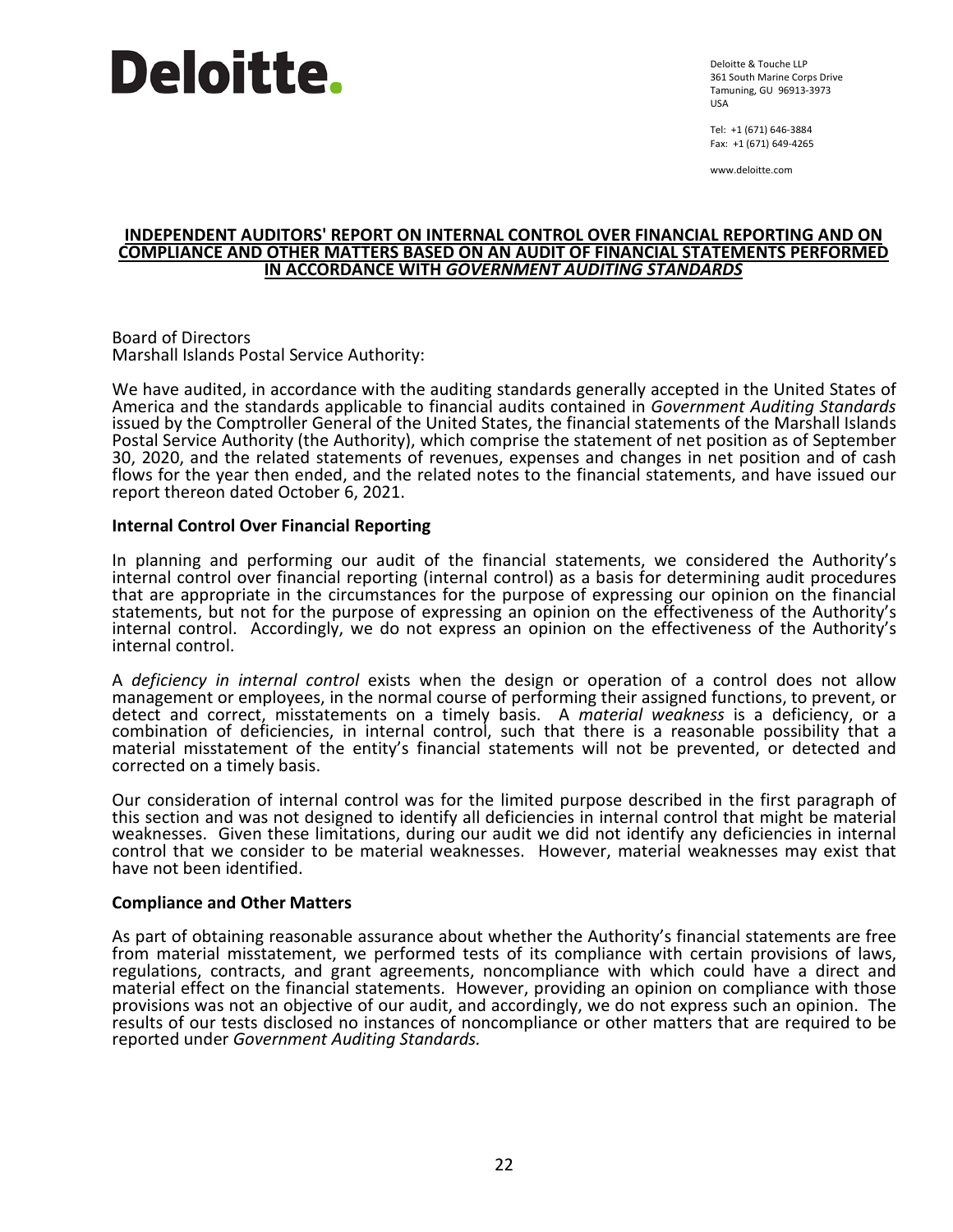Deloitte.

Deloitte & Touche LLP
361 South Marine Corps Drive
Tamuning, GU 96913-3973
USA

Tel: +1 (671) 646-3884
Fax: +1 (671) 649-4265

www.deloitte.com

# INDEPENDENT AUDITORS' REPORT ON INTERNAL CONTROL OVER FINANCIAL REPORTING AND ON COMPLIANCE AND OTHER MATTERS BASED ON AN AUDIT OF FINANCIAL STATEMENTS PERFORMED IN ACCORDANCE WITH *GOVERNMENT AUDITING STANDARDS*

Board of Directors
Marshall Islands Postal Service Authority:

We have audited, in accordance with the auditing standards generally accepted in the United States of America and the standards applicable to financial audits contained in *Government Auditing Standards* issued by the Comptroller General of the United States, the financial statements of the Marshall Islands Postal Service Authority (the Authority), which comprise the statement of net position as of September 30, 2020, and the related statements of revenues, expenses and changes in net position and of cash flows for the year then ended, and the related notes to the financial statements, and have issued our report thereon dated October 6, 2021.

**Internal Control Over Financial Reporting**

In planning and performing our audit of the financial statements, we considered the Authority's internal control over financial reporting (internal control) as a basis for determining audit procedures that are appropriate in the circumstances for the purpose of expressing our opinion on the financial statements, but not for the purpose of expressing an opinion on the effectiveness of the Authority's internal control. Accordingly, we do not express an opinion on the effectiveness of the Authority's internal control.

A *deficiency in internal control* exists when the design or operation of a control does not allow management or employees, in the normal course of performing their assigned functions, to prevent, or detect and correct, misstatements on a timely basis. A *material weakness* is a deficiency, or a combination of deficiencies, in internal control, such that there is a reasonable possibility that a material misstatement of the entity's financial statements will not be prevented, or detected and corrected on a timely basis.

Our consideration of internal control was for the limited purpose described in the first paragraph of this section and was not designed to identify all deficiencies in internal control that might be material weaknesses. Given these limitations, during our audit we did not identify any deficiencies in internal control that we consider to be material weaknesses. However, material weaknesses may exist that have not been identified.

**Compliance and Other Matters**

As part of obtaining reasonable assurance about whether the Authority's financial statements are free from material misstatement, we performed tests of its compliance with certain provisions of laws, regulations, contracts, and grant agreements, noncompliance with which could have a direct and material effect on the financial statements. However, providing an opinion on compliance with those provisions was not an objective of our audit, and accordingly, we do not express such an opinion. The results of our tests disclosed no instances of noncompliance or other matters that are required to be reported under *Government Auditing Standards.*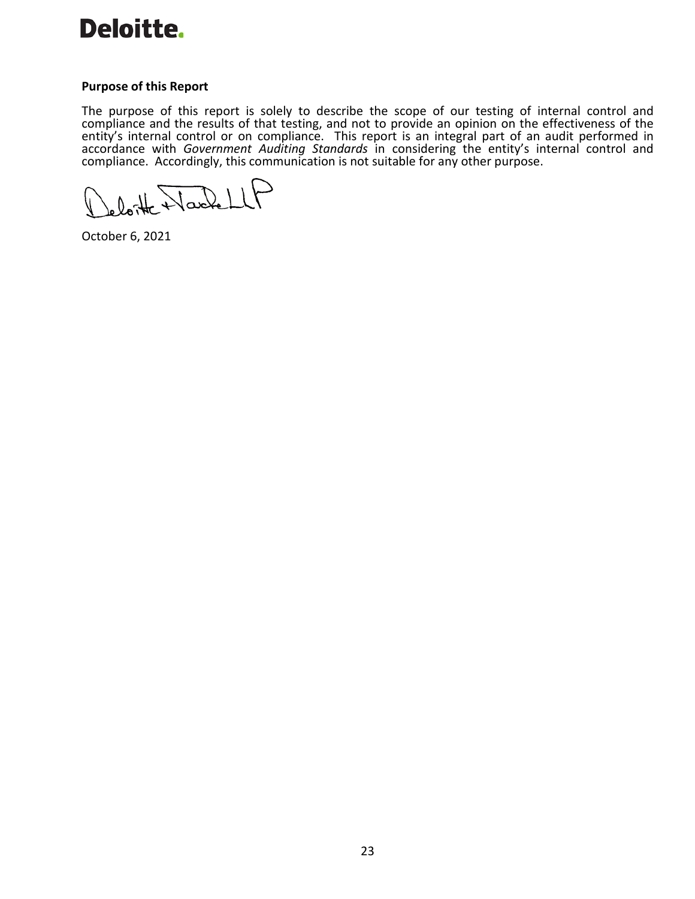**Purpose of this Report**

The purpose of this report is solely to describe the scope of our testing of internal control and compliance and the results of that testing, and not to provide an opinion on the effectiveness of the entity's internal control or on compliance. This report is an integral part of an audit performed in accordance with *Government Auditing Standards* in considering the entity's internal control and compliance. Accordingly, this communication is not suitable for any other purpose.

Deloitte & Touche LLP

October 6, 2021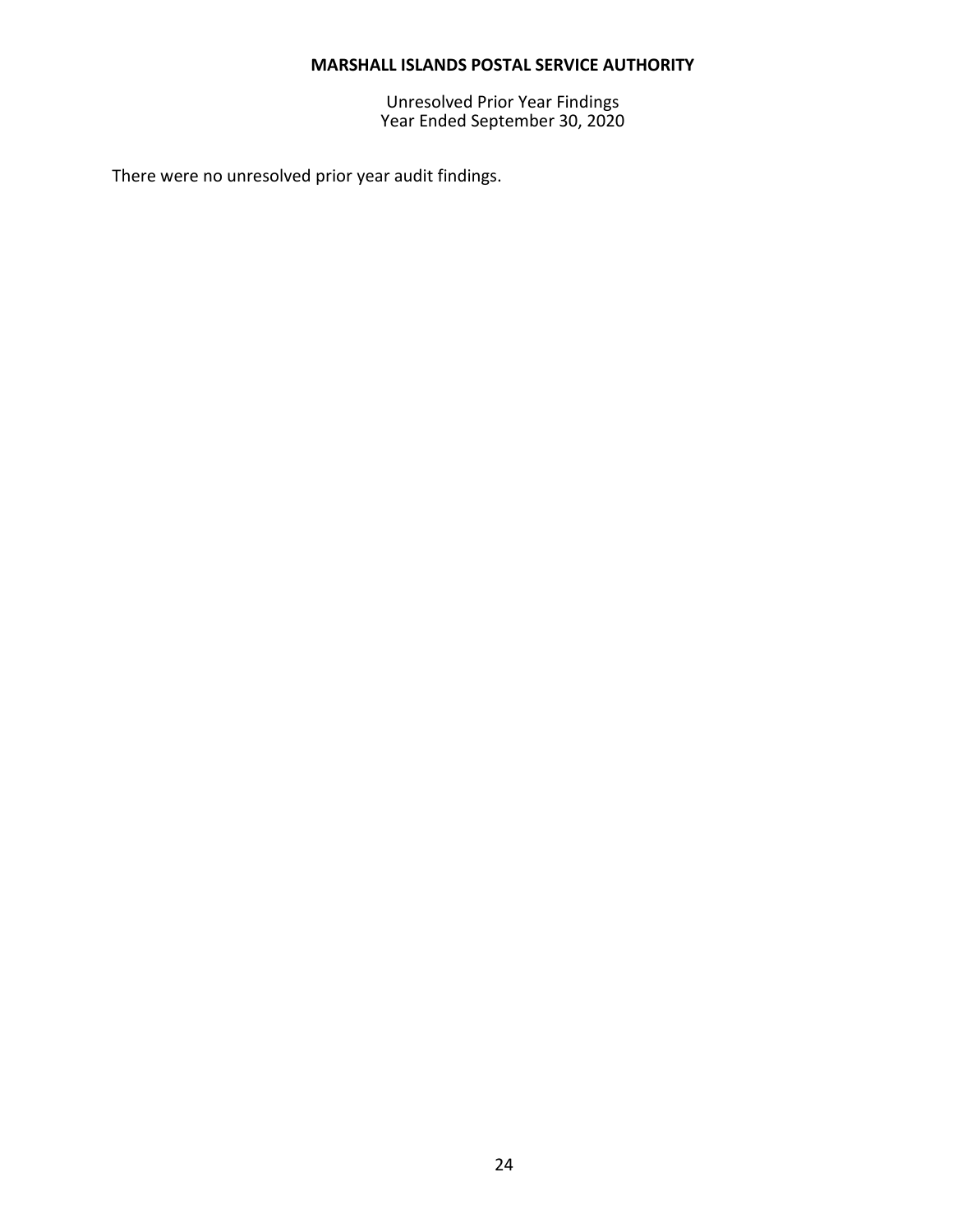**MARSHALL ISLANDS POSTAL SERVICE AUTHORITY**

Unresolved Prior Year Findings
Year Ended September 30, 2020

There were no unresolved prior year audit findings.